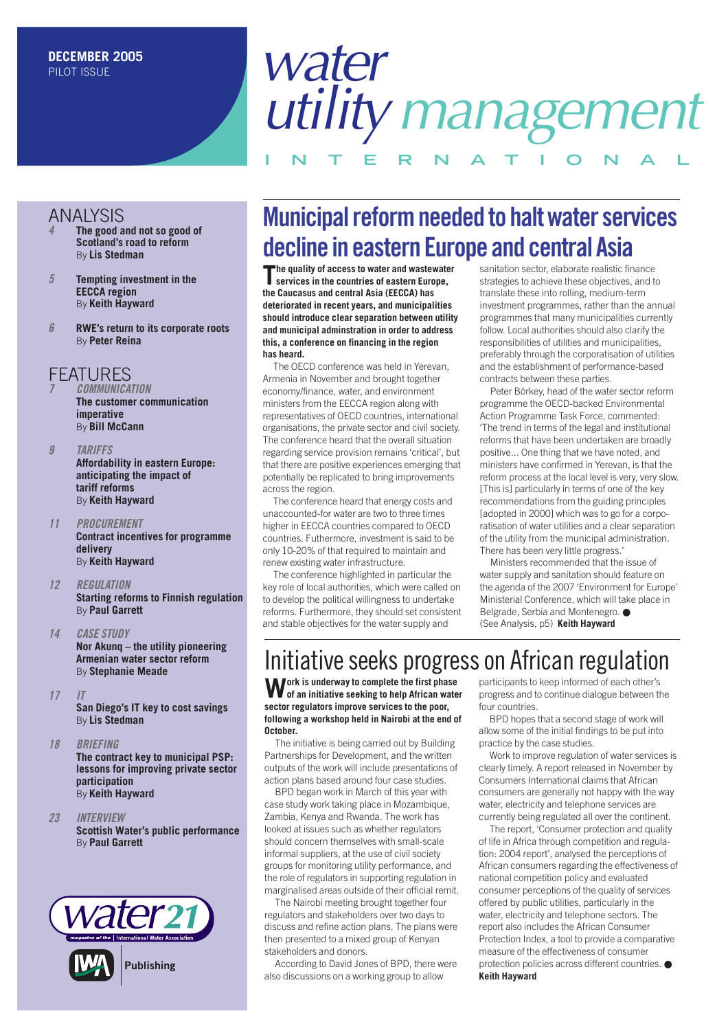DECEMBER 2005
PILOT ISSUE

# water utility management INTERNATIONAL

## ANALYSIS

*4* **The good and not so good of Scotland's road to reform**
By **Lis Stedman**

*5* **Tempting investment in the EECCA region**
By **Keith Hayward**

*6* **RWE's return to its corporate roots**
By **Peter Reina**

## FEATURES

*7* ***COMMUNICATION***
**The customer communication imperative**
By **Bill McCann**

*9* ***TARIFFS***
**Affordability in eastern Europe: anticipating the impact of tariff reforms**
By **Keith Hayward**

*11* ***PROCUREMENT***
**Contract incentives for programme delivery**
By **Keith Hayward**

*12* ***REGULATION***
**Starting reforms to Finnish regulation**
By **Paul Garrett**

*14* ***CASE STUDY***
**Nor Akunq – the utility pioneering Armenian water sector reform**
By **Stephanie Meade**

*17* ***IT***
**San Diego's IT key to cost savings**
By **Lis Stedman**

*18* ***BRIEFING***
**The contract key to municipal PSP: lessons for improving private sector participation**
By **Keith Hayward**

*23* ***INTERVIEW***
**Scottish Water's public performance**
By **Paul Garrett**

water21 – magazine of the International Water Association

IWA Publishing

# Municipal reform needed to halt water services decline in eastern Europe and central Asia

**The quality of access to water and wastewater services in the countries of eastern Europe, the Caucasus and central Asia (EECCA) has deteriorated in recent years, and municipalities should introduce clear separation between utility and municipal adminstration in order to address this, a conference on financing in the region has heard.**

The OECD conference was held in Yerevan, Armenia in November and brought together economy/finance, water, and environment ministers from the EECCA region along with representatives of OECD countries, international organisations, the private sector and civil society. The conference heard that the overall situation regarding service provision remains 'critical', but that there are positive experiences emerging that potentially be replicated to bring improvements across the region.

The conference heard that energy costs and unaccounted-for water are two to three times higher in EECCA countries compared to OECD countries. Futhermore, investment is said to be only 10-20% of that required to maintain and renew existing water infrastructure.

The conference highlighted in particular the key role of local authorities, which were called on to develop the political willingness to undertake reforms. Furthermore, they should set consistent and stable objectives for the water supply and sanitation sector, elaborate realistic finance strategies to achieve these objectives, and to translate these into rolling, medium-term investment programmes, rather than the annual programmes that many municipalities currently follow. Local authorities should also clarify the responsibilities of utilities and municipalities, preferably through the corporatisation of utilities and the establishment of performance-based contracts between these parties.

Peter Börkey, head of the water sector reform programme the OECD-backed Environmental Action Programme Task Force, commented: 'The trend in terms of the legal and institutional reforms that have been undertaken are broadly positive... One thing that we have noted, and ministers have confirmed in Yerevan, is that the reform process at the local level is very, very slow. [This is] particularly in terms of one of the key recommendations from the guiding principles [adopted in 2000] which was to go for a corporatisation of water utilities and a clear separation of the utility from the municipal administration. There has been very little progress.'

Ministers recommended that the issue of water supply and sanitation should feature on the agenda of the 2007 'Environment for Europe' Ministerial Conference, which will take place in Belgrade, Serbia and Montenegro. ●
(See Analysis, p5) **Keith Hayward**

# Initiative seeks progress on African regulation

**Work is underway to complete the first phase of an initiative seeking to help African water sector regulators improve services to the poor, following a workshop held in Nairobi at the end of October.**

The initiative is being carried out by Building Partnerships for Development, and the written outputs of the work will include presentations of action plans based around four case studies.

BPD began work in March of this year with case study work taking place in Mozambique, Zambia, Kenya and Rwanda. The work has looked at issues such as whether regulators should concern themselves with small-scale informal suppliers, at the use of civil society groups for monitoring utility performance, and the role of regulators in supporting regulation in marginalised areas outside of their official remit.

The Nairobi meeting brought together four regulators and stakeholders over two days to discuss and refine action plans. The plans were then presented to a mixed group of Kenyan stakeholders and donors.

According to David Jones of BPD, there were also discussions on a working group to allow participants to keep informed of each other's progress and to continue dialogue between the four countries.

BPD hopes that a second stage of work will allow some of the initial findings to be put into practice by the case studies.

Work to improve regulation of water services is clearly timely. A report released in November by Consumers International claims that African consumers are generally not happy with the way water, electricity and telephone services are currently being regulated all over the continent.

The report, 'Consumer protection and quality of life in Africa through competition and regulation: 2004 report', analysed the perceptions of African consumers regarding the effectiveness of national competition policy and evaluated consumer perceptions of the quality of services offered by public utilities, particularly in the water, electricity and telephone sectors. The report also includes the African Consumer Protection Index, a tool to provide a comparative measure of the effectiveness of consumer protection policies across different countries. ●
**Keith Hayward**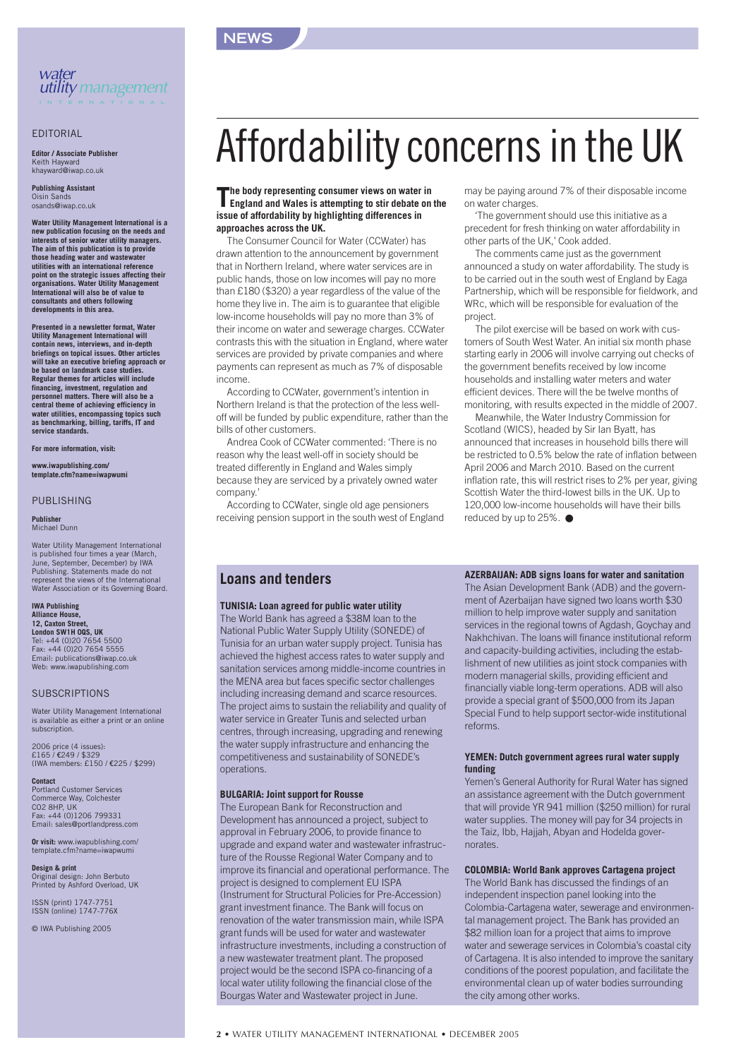# Affordability concerns in the UK

**The body representing consumer views on water in England and Wales is attempting to stir debate on the issue of affordability by highlighting differences in approaches across the UK.**

The Consumer Council for Water (CCWater) has drawn attention to the announcement by government that in Northern Ireland, where water services are in public hands, those on low incomes will pay no more than £180 ($320) a year regardless of the value of the home they live in. The aim is to guarantee that eligible low-income households will pay no more than 3% of their income on water and sewerage charges. CCWater contrasts this with the situation in England, where water services are provided by private companies and where payments can represent as much as 7% of disposable income.

According to CCWater, government's intention in Northern Ireland is that the protection of the less well-off will be funded by public expenditure, rather than the bills of other customers.

Andrea Cook of CCWater commented: 'There is no reason why the least well-off in society should be treated differently in England and Wales simply because they are serviced by a privately owned water company.'

According to CCWater, single old age pensioners receiving pension support in the south west of England may be paying around 7% of their disposable income on water charges.

'The government should use this initiative as a precedent for fresh thinking on water affordability in other parts of the UK,' Cook added.

The comments came just as the government announced a study on water affordability. The study is to be carried out in the south west of England by Eaga Partnership, which will be responsible for fieldwork, and WRc, which will be responsible for evaluation of the project.

The pilot exercise will be based on work with customers of South West Water. An initial six month phase starting early in 2006 will involve carrying out checks of the government benefits received by low income households and installing water meters and water efficient devices. There will the be twelve months of monitoring, with results expected in the middle of 2007.

Meanwhile, the Water Industry Commission for Scotland (WICS), headed by Sir Ian Byatt, has announced that increases in household bills there will be restricted to 0.5% below the rate of inflation between April 2006 and March 2010. Based on the current inflation rate, this will restrict rises to 2% per year, giving Scottish Water the third-lowest bills in the UK. Up to 120,000 low-income households will have their bills reduced by up to 25%. ●

## Loans and tenders

**TUNISIA: Loan agreed for public water utility**

The World Bank has agreed a $38M loan to the National Public Water Supply Utility (SONEDE) of Tunisia for an urban water supply project. Tunisia has achieved the highest access rates to water supply and sanitation services among middle-income countries in the MENA area but faces specific sector challenges including increasing demand and scarce resources. The project aims to sustain the reliability and quality of water service in Greater Tunis and selected urban centres, through increasing, upgrading and renewing the water supply infrastructure and enhancing the competitiveness and sustainability of SONEDE's operations.

**BULGARIA: Joint support for Rousse**

The European Bank for Reconstruction and Development has announced a project, subject to approval in February 2006, to provide finance to upgrade and expand water and wastewater infrastructure of the Rousse Regional Water Company and to improve its financial and operational performance. The project is designed to complement EU ISPA (Instrument for Structural Policies for Pre-Accession) grant investment finance. The Bank will focus on renovation of the water transmission main, while ISPA grant funds will be used for water and wastewater infrastructure investments, including a construction of a new wastewater treatment plant. The proposed project would be the second ISPA co-financing of a local water utility following the financial close of the Bourgas Water and Wastewater project in June.

**AZERBAIJAN: ADB signs loans for water and sanitation**

The Asian Development Bank (ADB) and the government of Azerbaijan have signed two loans worth $30 million to help improve water supply and sanitation services in the regional towns of Agdash, Goychay and Nakhchivan. The loans will finance institutional reform and capacity-building activities, including the establishment of new utilities as joint stock companies with modern managerial skills, providing efficient and financially viable long-term operations. ADB will also provide a special grant of $500,000 from its Japan Special Fund to help support sector-wide institutional reforms.

**YEMEN: Dutch government agrees rural water supply funding**

Yemen's General Authority for Rural Water has signed an assistance agreement with the Dutch government that will provide YR 941 million ($250 million) for rural water supplies. The money will pay for 34 projects in the Taiz, Ibb, Hajjah, Abyan and Hodelda governorates.

**COLOMBIA: World Bank approves Cartagena project**

The World Bank has discussed the findings of an independent inspection panel looking into the Colombia-Cartagena water, sewerage and environmental management project. The Bank has provided an $82 million loan for a project that aims to improve water and sewerage services in Colombia's coastal city of Cartagena. It is also intended to improve the sanitary conditions of the poorest population, and facilitate the environmental clean up of water bodies surrounding the city among other works.

---

*water utility management* INTERNATIONAL

## EDITORIAL

**Editor / Associate Publisher**
Keith Hayward
khayward@iwap.co.uk

**Publishing Assistant**
Oisin Sands
osands@iwap.co.uk

**Water Utility Management International is a new publication focusing on the needs and interests of senior water utility managers. The aim of this publication is to provide those heading water and wastewater utilities with an international reference point on the strategic issues affecting their organisations. Water Utility Management International will also be of value to consultants and others following developments in this area.**

**Presented in a newsletter format, Water Utility Management International will contain news, interviews, and in-depth briefings on topical issues. Other articles will take an executive briefing approach or be based on landmark case studies. Regular themes for articles will include financing, investment, regulation and personnel matters. There will also be a central theme of achieving efficiency in water utilities, encompassing topics such as benchmarking, billing, tariffs, IT and service standards.**

**For more information, visit:**

**www.iwapublishing.com/template.cfm?name=iwapwumi**

## PUBLISHING

**Publisher**
Michael Dunn

Water Utility Management International is published four times a year (March, June, September, December) by IWA Publishing. Statements made do not represent the views of the International Water Association or its Governing Board.

**IWA Publishing**
**Alliance House,**
**12, Caxton Street,**
**London SW1H 0QS, UK**
Tel: +44 (0)20 7654 5500
Fax: +44 (0)20 7654 5555
Email: publications@iwap.co.uk
Web: www.iwapublishing.com

## SUBSCRIPTIONS

Water Utility Management International is available as either a print or an online subscription.

2006 price (4 issues):
£165 / €249 / $329
(IWA members: £150 / €225 / $299)

**Contact**
Portland Customer Services
Commerce Way, Colchester
CO2 8HP, UK
Fax: +44 (0)1206 799331
Email: sales@portlandpress.com

**Or visit:** www.iwapublishing.com/template.cfm?name=iwapwumi

**Design & print**
Original design: John Berbuto
Printed by Ashford Overload, UK

ISSN (print) 1747-7751
ISSN (online) 1747-776X

© IWA Publishing 2005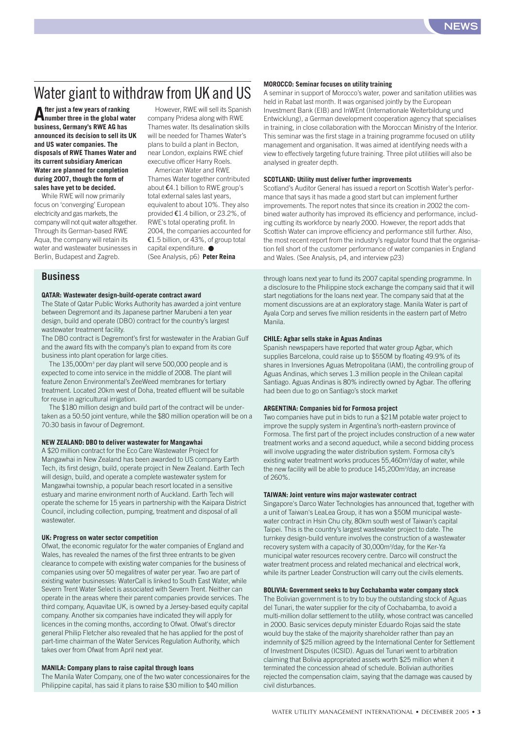# Water giant to withdraw from UK and US

**After just a few years of ranking number three in the global water business, Germany's RWE AG has announced its decision to sell its UK and US water companies. The disposals of RWE Thames Water and its current subsidiary American Water are planned for completion during 2007, though the form of sales have yet to be decided.**

While RWE will now primarily focus on 'converging' European electricity and gas markets, the company will not quit water altogether. Through its German-based RWE Aqua, the company will retain its water and wastewater businesses in Berlin, Budapest and Zagreb.

However, RWE will sell its Spanish company Pridesa along with RWE Thames water. Its desalination skills will be needed for Thames Water's plans to build a plant in Becton, near London, explains RWE chief executive officer Harry Roels.

American Water and RWE Thames Water together contributed about €4.1 billion to RWE group's total external sales last years, equivalent to about 10%. They also provided €1.4 billion, or 23.2%, of RWE's total operating profit. In 2004, the companies accounted for €1.5 billion, or 43%, of group total capital expenditure. ●

(See Analysis, p6) **Peter Reina**

### MOROCCO: Seminar focuses on utility training

A seminar in support of Morocco's water, power and sanitation utilities was held in Rabat last month. It was organised jointly by the European Investment Bank (EIB) and InWEnt (Internationale Weiterbildung und Entwicklung), a German development cooperation agency that specialises in training, in close collaboration with the Moroccan Ministry of the Interior. This seminar was the first stage in a training programme focused on utility management and organisation. It was aimed at identifying needs with a view to effectively targeting future training. Three pilot utilities will also be analysed in greater depth.

### SCOTLAND: Utility must deliver further improvements

Scotland's Auditor General has issued a report on Scottish Water's performance that says it has made a good start but can implement further improvements. The report notes that since its creation in 2002 the combined water authority has improved its efficiency and performance, including cutting its workforce by nearly 2000. However, the report adds that Scottish Water can improve efficiency and performance still further. Also, the most recent report from the industry's regulator found that the organisation fell short of the customer performance of water companies in England and Wales. (See Analysis, p4, and interview p23)

## Business

### QATAR: Wastewater design-build-operate contract award

The State of Qatar Public Works Authority has awarded a joint venture between Degremont and its Japanese partner Marubeni a ten year design, build and operate (DBO) contract for the country's largest wastewater treatment facility.

The DBO contract is Degremont's first for wastewater in the Arabian Gulf and the award fits with the company's plan to expand from its core business into plant operation for large cities.

The 135,000m³ per day plant will serve 500,000 people and is expected to come into service in the middle of 2008. The plant will feature Zenon Environmental's ZeeWeed membranes for tertiary treatment. Located 20km west of Doha, treated effluent will be suitable for reuse in agricultural irrigation.

The $180 million design and build part of the contract will be undertaken as a 50:50 joint venture, while the $80 million operation will be on a 70:30 basis in favour of Degremont.

### NEW ZEALAND: DBO to deliver wastewater for Mangawhai

A $20 million contract for the Eco Care Wastewater Project for Mangawhai in New Zealand has been awarded to US company Earth Tech, its first design, build, operate project in New Zealand. Earth Tech will design, build, and operate a complete wastewater system for Mangawhai township, a popular beach resort located in a sensitive estuary and marine environment north of Auckland. Earth Tech will operate the scheme for 15 years in partnership with the Kaipara District Council, including collection, pumping, treatment and disposal of all wastewater.

### UK: Progress on water sector competition

Ofwat, the economic regulator for the water companies of England and Wales, has revealed the names of the first three entrants to be given clearance to compete with existing water companies for the business of companies using over 50 megalitres of water per year. Two are part of existing water businesses: WaterCall is linked to South East Water, while Severn Trent Water Select is associated with Severn Trent. Neither can operate in the areas where their parent companies provide services. The third company, Aquavitae UK, is owned by a Jersey-based equity capital company. Another six companies have indicated they will apply for licences in the coming months, according to Ofwat. Ofwat's director general Philip Fletcher also revealed that he has applied for the post of part-time chairman of the Water Services Regulation Authority, which takes over from Ofwat from April next year.

### MANILA: Company plans to raise capital through loans

The Manila Water Company, one of the two water concessionaires for the Philippine capital, has said it plans to raise $30 million to $40 million through loans next year to fund its 2007 capital spending programme. In a disclosure to the Philippine stock exchange the company said that it will start negotiations for the loans next year. The company said that at the moment discussions are at an exploratory stage. Manila Water is part of Ayala Corp and serves five million residents in the eastern part of Metro Manila.

### CHILE: Agbar sells stake in Aguas Andinas

Spanish newspapers have reported that water group Agbar, which supplies Barcelona, could raise up to $550M by floating 49.9% of its shares in Inversiones Aguas Metropolitana (IAM), the controlling group of Aguas Andinas, which serves 1.3 million people in the Chilean capital Santiago. Aguas Andinas is 80% indirectly owned by Agbar. The offering had been due to go on Santiago's stock market

### ARGENTINA: Companies bid for Formosa project

Two companies have put in bids to run a $21M potable water project to improve the supply system in Argentina's north-eastern province of Formosa. The first part of the project includes construction of a new water treatment works and a second aqueduct, while a second bidding process will involve upgrading the water distribution system. Formosa city's existing water treatment works produces 55,460m³/day of water, while the new facility will be able to produce 145,200m³/day, an increase of 260%.

### TAIWAN: Joint venture wins major wastewater contract

Singapore's Darco Water Technologies has announced that, together with a unit of Taiwan's LeaLea Group, it has won a $50M municipal wastewater contract in Hsin Chu city, 80km south west of Taiwan's capital Taipei. This is the country's largest wastewater project to date. The turnkey design-build venture involves the construction of a wastewater recovery system with a capacity of 30,000m³/day, for the Ker-Ya municipal water resources recovery centre. Darco will construct the water treatment process and related mechanical and electrical work, while its partner Leader Construction will carry out the civils elements.

### BOLIVIA: Government seeks to buy Cochabamba water company stock

The Bolivian government is to try to buy the outstanding stock of Aguas del Tunari, the water supplier for the city of Cochabamba, to avoid a multi-million dollar settlement to the utility, whose contract was cancelled in 2000. Basic services deputy minister Eduardo Rojas said the state would buy the stake of the majority shareholder rather than pay an indemnity of $25 million agreed by the International Center for Settlement of Investment Disputes (ICSID). Aguas del Tunari went to arbitration claiming that Bolivia appropriated assets worth $25 million when it terminated the concession ahead of schedule. Bolivian authorities rejected the compensation claim, saying that the damage was caused by civil disturbances.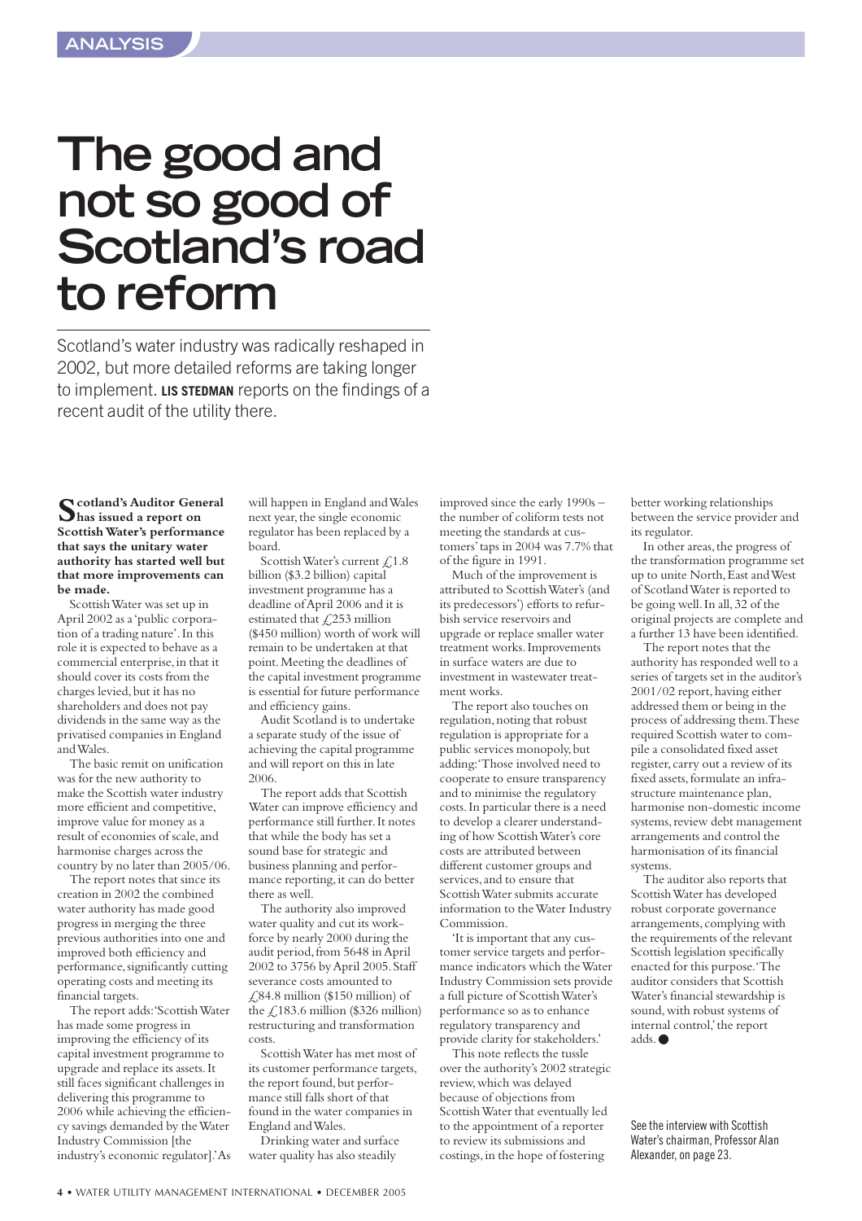ANALYSIS

# The good and not so good of Scotland's road to reform

Scotland's water industry was radically reshaped in 2002, but more detailed reforms are taking longer to implement. **LIS STEDMAN** reports on the findings of a recent audit of the utility there.

**Scotland's Auditor General has issued a report on Scottish Water's performance that says the unitary water authority has started well but that more improvements can be made.**

Scottish Water was set up in April 2002 as a 'public corporation of a trading nature'. In this role it is expected to behave as a commercial enterprise, in that it should cover its costs from the charges levied, but it has no shareholders and does not pay dividends in the same way as the privatised companies in England and Wales.

The basic remit on unification was for the new authority to make the Scottish water industry more efficient and competitive, improve value for money as a result of economies of scale, and harmonise charges across the country by no later than 2005/06.

The report notes that since its creation in 2002 the combined water authority has made good progress in merging the three previous authorities into one and improved both efficiency and performance, significantly cutting operating costs and meeting its financial targets.

The report adds: 'Scottish Water has made some progress in improving the efficiency of its capital investment programme to upgrade and replace its assets. It still faces significant challenges in delivering this programme to 2006 while achieving the efficiency savings demanded by the Water Industry Commission [the industry's economic regulator].' As will happen in England and Wales next year, the single economic regulator has been replaced by a board.

Scottish Water's current £1.8 billion ($3.2 billion) capital investment programme has a deadline of April 2006 and it is estimated that £253 million ($450 million) worth of work will remain to be undertaken at that point. Meeting the deadlines of the capital investment programme is essential for future performance and efficiency gains.

Audit Scotland is to undertake a separate study of the issue of achieving the capital programme and will report on this in late 2006.

The report adds that Scottish Water can improve efficiency and performance still further. It notes that while the body has set a sound base for strategic and business planning and performance reporting, it can do better there as well.

The authority also improved water quality and cut its workforce by nearly 2000 during the audit period, from 5648 in April 2002 to 3756 by April 2005. Staff severance costs amounted to £84.8 million ($150 million) of the £183.6 million ($326 million) restructuring and transformation costs.

Scottish Water has met most of its customer performance targets, the report found, but performance still falls short of that found in the water companies in England and Wales.

Drinking water and surface water quality has also steadily improved since the early 1990s – the number of coliform tests not meeting the standards at customers' taps in 2004 was 7.7% that of the figure in 1991.

Much of the improvement is attributed to Scottish Water's (and its predecessors') efforts to refurbish service reservoirs and upgrade or replace smaller water treatment works. Improvements in surface waters are due to investment in wastewater treatment works.

The report also touches on regulation, noting that robust regulation is appropriate for a public services monopoly, but adding: 'Those involved need to cooperate to ensure transparency and to minimise the regulatory costs. In particular there is a need to develop a clearer understanding of how Scottish Water's core costs are attributed between different customer groups and services, and to ensure that Scottish Water submits accurate information to the Water Industry Commission.

'It is important that any customer service targets and performance indicators which the Water Industry Commission sets provide a full picture of Scottish Water's performance so as to enhance regulatory transparency and provide clarity for stakeholders.'

This note reflects the tussle over the authority's 2002 strategic review, which was delayed because of objections from Scottish Water that eventually led to the appointment of a reporter to review its submissions and costings, in the hope of fostering better working relationships between the service provider and its regulator.

In other areas, the progress of the transformation programme set up to unite North, East and West of Scotland Water is reported to be going well. In all, 32 of the original projects are complete and a further 13 have been identified.

The report notes that the authority has responded well to a series of targets set in the auditor's 2001/02 report, having either addressed them or being in the process of addressing them. These required Scottish water to compile a consolidated fixed asset register, carry out a review of its fixed assets, formulate an infrastructure maintenance plan, harmonise non-domestic income systems, review debt management arrangements and control the harmonisation of its financial systems.

The auditor also reports that Scottish Water has developed robust corporate governance arrangements, complying with the requirements of the relevant Scottish legislation specifically enacted for this purpose. 'The auditor considers that Scottish Water's financial stewardship is sound, with robust systems of internal control,' the report adds. ●

See the interview with Scottish Water's chairman, Professor Alan Alexander, on page 23.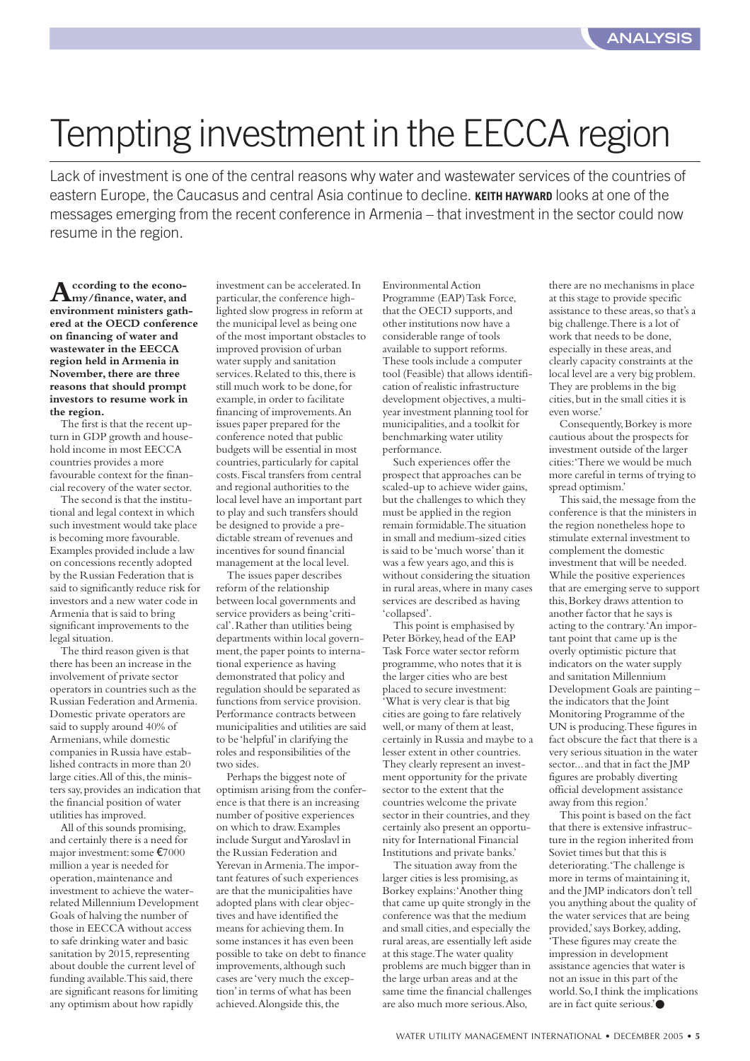# Tempting investment in the EECCA region

Lack of investment is one of the central reasons why water and wastewater services of the countries of eastern Europe, the Caucasus and central Asia continue to decline. **KEITH HAYWARD** looks at one of the messages emerging from the recent conference in Armenia – that investment in the sector could now resume in the region.

**According to the economy/finance, water, and environment ministers gathered at the OECD conference on financing of water and wastewater in the EECCA region held in Armenia in November, there are three reasons that should prompt investors to resume work in the region.**

The first is that the recent upturn in GDP growth and household income in most EECCA countries provides a more favourable context for the financial recovery of the water sector.

The second is that the institutional and legal context in which such investment would take place is becoming more favourable. Examples provided include a law on concessions recently adopted by the Russian Federation that is said to significantly reduce risk for investors and a new water code in Armenia that is said to bring significant improvements to the legal situation.

The third reason given is that there has been an increase in the involvement of private sector operators in countries such as the Russian Federation and Armenia. Domestic private operators are said to supply around 40% of Armenians, while domestic companies in Russia have established contracts in more than 20 large cities. All of this, the ministers say, provides an indication that the financial position of water utilities has improved.

All of this sounds promising, and certainly there is a need for major investment: some €7000 million a year is needed for operation, maintenance and investment to achieve the water-related Millennium Development Goals of halving the number of those in EECCA without access to safe drinking water and basic sanitation by 2015, representing about double the current level of funding available. This said, there are significant reasons for limiting any optimism about how rapidly investment can be accelerated. In particular, the conference highlighted slow progress in reform at the municipal level as being one of the most important obstacles to improved provision of urban water supply and sanitation services. Related to this, there is still much work to be done, for example, in order to facilitate financing of improvements. An issues paper prepared for the conference noted that public budgets will be essential in most countries, particularly for capital costs. Fiscal transfers from central and regional authorities to the local level have an important part to play and such transfers should be designed to provide a predictable stream of revenues and incentives for sound financial management at the local level.

The issues paper describes reform of the relationship between local governments and service providers as being 'critical'. Rather than utilities being departments within local government, the paper points to international experience as having demonstrated that policy and regulation should be separated as functions from service provision. Performance contracts between municipalities and utilities are said to be 'helpful' in clarifying the roles and responsibilities of the two sides.

Perhaps the biggest note of optimism arising from the conference is that there is an increasing number of positive experiences on which to draw. Examples include Surgut and Yaroslavl in the Russian Federation and Yerevan in Armenia. The important features of such experiences are that the municipalities have adopted plans with clear objectives and have identified the means for achieving them. In some instances it has even been possible to take on debt to finance improvements, although such cases are 'very much the exception' in terms of what has been achieved. Alongside this, the Environmental Action Programme (EAP) Task Force, that the OECD supports, and other institutions now have a considerable range of tools available to support reforms. These tools include a computer tool (Feasible) that allows identification of realistic infrastructure development objectives, a multi-year investment planning tool for municipalities, and a toolkit for benchmarking water utility performance.

Such experiences offer the prospect that approaches can be scaled-up to achieve wider gains, but the challenges to which they must be applied in the region remain formidable. The situation in small and medium-sized cities is said to be 'much worse' than it was a few years ago, and this is without considering the situation in rural areas, where in many cases services are described as having 'collapsed'.

This point is emphasised by Peter Börkey, head of the EAP Task Force water sector reform programme, who notes that it is the larger cities who are best placed to secure investment: 'What is very clear is that big cities are going to fare relatively well, or many of them at least, certainly in Russia and maybe to a lesser extent in other countries. They clearly represent an investment opportunity for the private sector to the extent that the countries welcome the private sector in their countries, and they certainly also present an opportunity for International Financial Institutions and private banks.'

The situation away from the larger cities is less promising, as Borkey explains: 'Another thing that came up quite strongly in the conference was that the medium and small cities, and especially the rural areas, are essentially left aside at this stage. The water quality problems are much bigger than in the large urban areas and at the same time the financial challenges are also much more serious. Also, there are no mechanisms in place at this stage to provide specific assistance to these areas, so that's a big challenge. There is a lot of work that needs to be done, especially in these areas, and clearly capacity constraints at the local level are a very big problem. They are problems in the big cities, but in the small cities it is even worse.'

Consequently, Borkey is more cautious about the prospects for investment outside of the larger cities: 'There we would be much more careful in terms of trying to spread optimism.'

This said, the message from the conference is that the ministers in the region nonetheless hope to stimulate external investment to complement the domestic investment that will be needed. While the positive experiences that are emerging serve to support this, Borkey draws attention to another factor that he says is acting to the contrary. 'An important point that came up is the overly optimistic picture that indicators on the water supply and sanitation Millennium Development Goals are painting – the indicators that the Joint Monitoring Programme of the UN is producing. These figures in fact obscure the fact that there is a very serious situation in the water sector... and that in fact the JMP figures are probably diverting official development assistance away from this region.'

This point is based on the fact that there is extensive infrastructure in the region inherited from Soviet times but that this is deteriorating. 'The challenge is more in terms of maintaining it, and the JMP indicators don't tell you anything about the quality of the water services that are being provided,' says Borkey, adding, 'These figures may create the impression in development assistance agencies that water is not an issue in this part of the world. So, I think the implications are in fact quite serious.' ●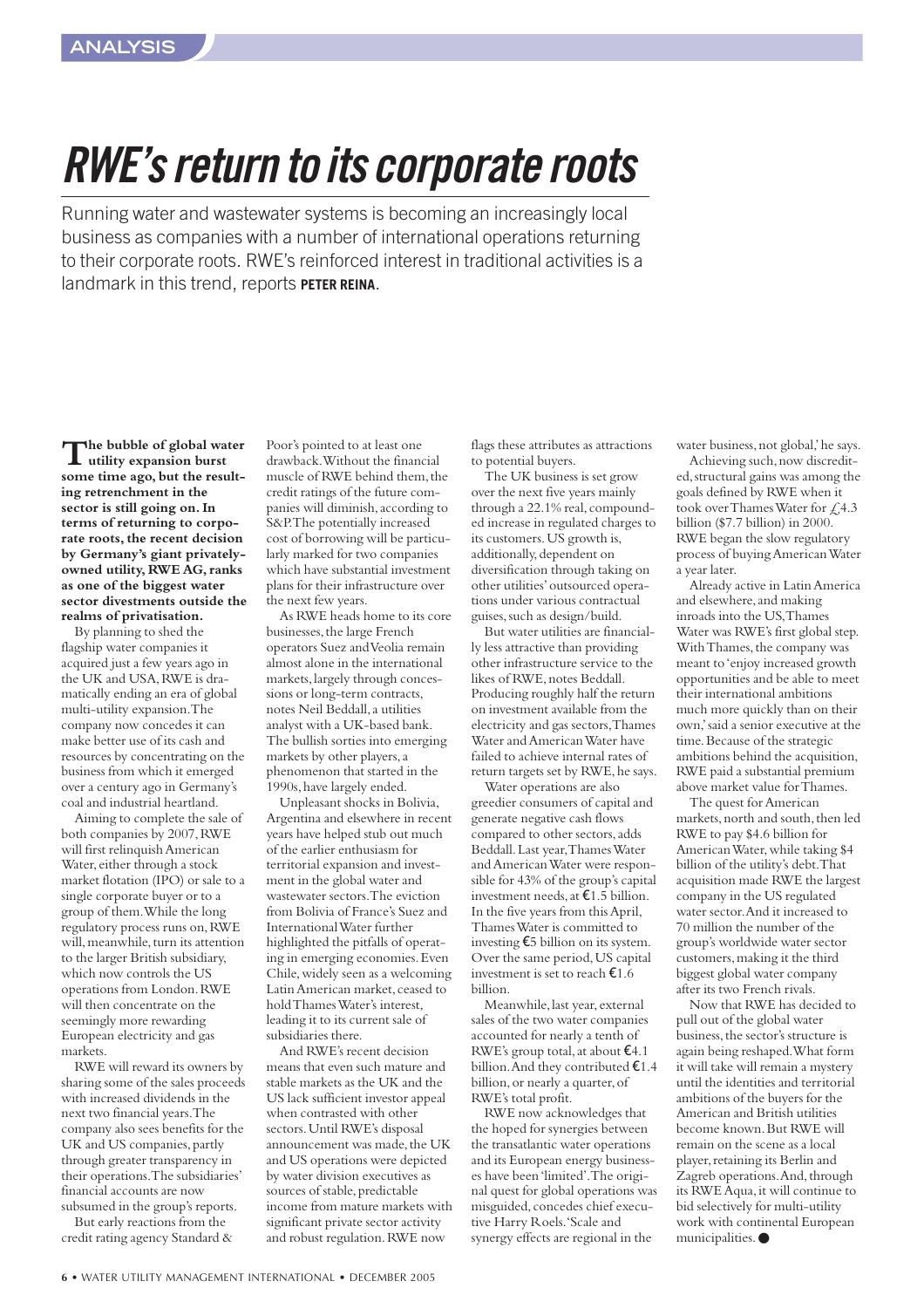ANALYSIS

# *RWE's return to its corporate roots*

Running water and wastewater systems is becoming an increasingly local business as companies with a number of international operations returning to their corporate roots. RWE's reinforced interest in traditional activities is a landmark in this trend, reports **PETER REINA**.

**The bubble of global water utility expansion burst some time ago, but the resulting retrenchment in the sector is still going on. In terms of returning to corporate roots, the recent decision by Germany's giant privately-owned utility, RWE AG, ranks as one of the biggest water sector divestments outside the realms of privatisation.**

By planning to shed the flagship water companies it acquired just a few years ago in the UK and USA, RWE is dramatically ending an era of global multi-utility expansion. The company now concedes it can make better use of its cash and resources by concentrating on the business from which it emerged over a century ago in Germany's coal and industrial heartland.

Aiming to complete the sale of both companies by 2007, RWE will first relinquish American Water, either through a stock market flotation (IPO) or sale to a single corporate buyer or to a group of them. While the long regulatory process runs on, RWE will, meanwhile, turn its attention to the larger British subsidiary, which now controls the US operations from London. RWE will then concentrate on the seemingly more rewarding European electricity and gas markets.

RWE will reward its owners by sharing some of the sales proceeds with increased dividends in the next two financial years. The company also sees benefits for the UK and US companies, partly through greater transparency in their operations. The subsidiaries' financial accounts are now subsumed in the group's reports.

But early reactions from the credit rating agency Standard & Poor's pointed to at least one drawback. Without the financial muscle of RWE behind them, the credit ratings of the future companies will diminish, according to S&P. The potentially increased cost of borrowing will be particularly marked for two companies which have substantial investment plans for their infrastructure over the next few years.

As RWE heads home to its core businesses, the large French operators Suez and Veolia remain almost alone in the international markets, largely through concessions or long-term contracts, notes Neil Beddall, a utilities analyst with a UK-based bank. The bullish sorties into emerging markets by other players, a phenomenon that started in the 1990s, have largely ended.

Unpleasant shocks in Bolivia, Argentina and elsewhere in recent years have helped stub out much of the earlier enthusiasm for territorial expansion and investment in the global water and wastewater sectors. The eviction from Bolivia of France's Suez and International Water further highlighted the pitfalls of operating in emerging economies. Even Chile, widely seen as a welcoming Latin American market, ceased to hold Thames Water's interest, leading it to its current sale of subsidiaries there.

And RWE's recent decision means that even such mature and stable markets as the UK and the US lack sufficient investor appeal when contrasted with other sectors. Until RWE's disposal announcement was made, the UK and US operations were depicted by water division executives as sources of stable, predictable income from mature markets with significant private sector activity and robust regulation. RWE now flags these attributes as attractions to potential buyers.

The UK business is set grow over the next five years mainly through a 22.1% real, compounded increase in regulated charges to its customers. US growth is, additionally, dependent on diversification through taking on other utilities' outsourced operations under various contractual guises, such as design/build.

But water utilities are financially less attractive than providing other infrastructure service to the likes of RWE, notes Beddall. Producing roughly half the return on investment available from the electricity and gas sectors, Thames Water and American Water have failed to achieve internal rates of return targets set by RWE, he says.

Water operations are also greedier consumers of capital and generate negative cash flows compared to other sectors, adds Beddall. Last year, Thames Water and American Water were responsible for 43% of the group's capital investment needs, at €1.5 billion. In the five years from this April, Thames Water is committed to investing €5 billion on its system. Over the same period, US capital investment is set to reach €1.6 billion.

Meanwhile, last year, external sales of the two water companies accounted for nearly a tenth of RWE's group total, at about €4.1 billion. And they contributed €1.4 billion, or nearly a quarter, of RWE's total profit.

RWE now acknowledges that the hoped for synergies between the transatlantic water operations and its European energy businesses have been 'limited'. The original quest for global operations was misguided, concedes chief executive Harry Roels. 'Scale and synergy effects are regional in the water business, not global,' he says.

Achieving such, now discredited, structural gains was among the goals defined by RWE when it took over Thames Water for £4.3 billion ($7.7 billion) in 2000. RWE began the slow regulatory process of buying American Water a year later.

Already active in Latin America and elsewhere, and making inroads into the US, Thames Water was RWE's first global step. With Thames, the company was meant to 'enjoy increased growth opportunities and be able to meet their international ambitions much more quickly than on their own,' said a senior executive at the time. Because of the strategic ambitions behind the acquisition, RWE paid a substantial premium above market value for Thames.

The quest for American markets, north and south, then led RWE to pay $4.6 billion for American Water, while taking $4 billion of the utility's debt. That acquisition made RWE the largest company in the US regulated water sector. And it increased to 70 million the number of the group's worldwide water sector customers, making it the third biggest global water company after its two French rivals.

Now that RWE has decided to pull out of the global water business, the sector's structure is again being reshaped. What form it will take will remain a mystery until the identities and territorial ambitions of the buyers for the American and British utilities become known. But RWE will remain on the scene as a local player, retaining its Berlin and Zagreb operations. And, through its RWE Aqua, it will continue to bid selectively for multi-utility work with continental European municipalities. ●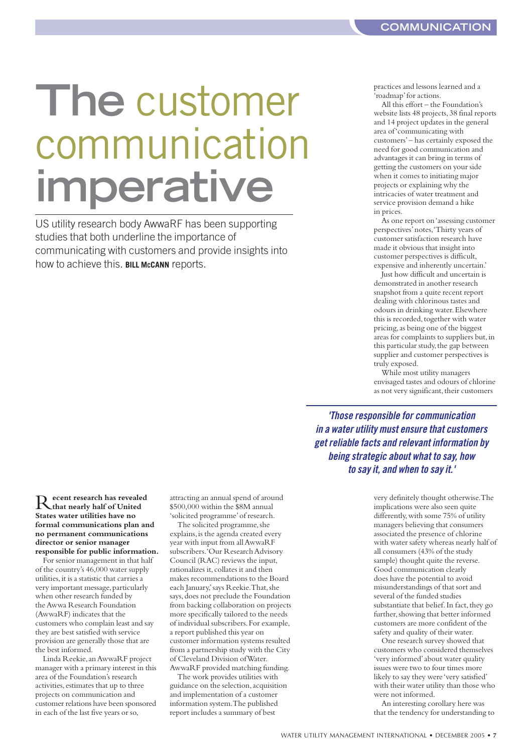# The customer communication imperative

US utility research body AwwaRF has been supporting studies that both underline the importance of communicating with customers and provide insights into how to achieve this. **BILL McCANN** reports.

**Recent research has revealed that nearly half of United States water utilities have no formal communications plan and no permanent communications director or senior manager responsible for public information.**

For senior management in that half of the country's 46,000 water supply utilities, it is a statistic that carries a very important message, particularly when other research funded by the Awwa Research Foundation (AwwaRF) indicates that the customers who complain least and say they are best satisfied with service provision are generally those that are the best informed.

Linda Reekie, an AwwaRF project manager with a primary interest in this area of the Foundation's research activities, estimates that up to three projects on communication and customer relations have been sponsored in each of the last five years or so, attracting an annual spend of around \$500,000 within the \$8M annual 'solicited programme' of research.

The solicited programme, she explains, is the agenda created every year with input from all AwwaRF subscribers. 'Our Research Advisory Council (RAC) reviews the input, rationalizes it, collates it and then makes recommendations to the Board each January,' says Reekie. That, she says, does not preclude the Foundation from backing collaboration on projects more specifically tailored to the needs of individual subscribers. For example, a report published this year on customer information systems resulted from a partnership study with the City of Cleveland Division of Water. AwwaRF provided matching funding.

The work provides utilities with guidance on the selection, acquisition and implementation of a customer information system. The published report includes a summary of best practices and lessons learned and a 'roadmap' for actions.

All this effort – the Foundation's website lists 48 projects, 38 final reports and 14 project updates in the general area of 'communicating with customers' – has certainly exposed the need for good communication and advantages it can bring in terms of getting the customers on your side when it comes to initiating major projects or explaining why the intricacies of water treatment and service provision demand a hike in prices.

As one report on 'assessing customer perspectives' notes, 'Thirty years of customer satisfaction research have made it obvious that insight into customer perspectives is difficult, expensive and inherently uncertain.'

Just how difficult and uncertain is demonstrated in another research snapshot from a quite recent report dealing with chlorinous tastes and odours in drinking water. Elsewhere this is recorded, together with water pricing, as being one of the biggest areas for complaints to suppliers but, in this particular study, the gap between supplier and customer perspectives is truly exposed.

While most utility managers envisaged tastes and odours of chlorine as not very significant, their customers very definitely thought otherwise. The implications were also seen quite differently, with some 75% of utility managers believing that consumers associated the presence of chlorine with water safety whereas nearly half of all consumers (43% of the study sample) thought quite the reverse. Good communication clearly does have the potential to avoid misunderstandings of that sort and several of the funded studies substantiate that belief. In fact, they go further, showing that better informed customers are more confident of the safety and quality of their water.

*'Those responsible for communication in a water utility must ensure that customers get reliable facts and relevant information by being strategic about what to say, how to say it, and when to say it.'*

One research survey showed that customers who considered themselves 'very informed' about water quality issues were two to four times more likely to say they were 'very satisfied' with their water utility than those who were not informed.

An interesting corollary here was that the tendency for understanding to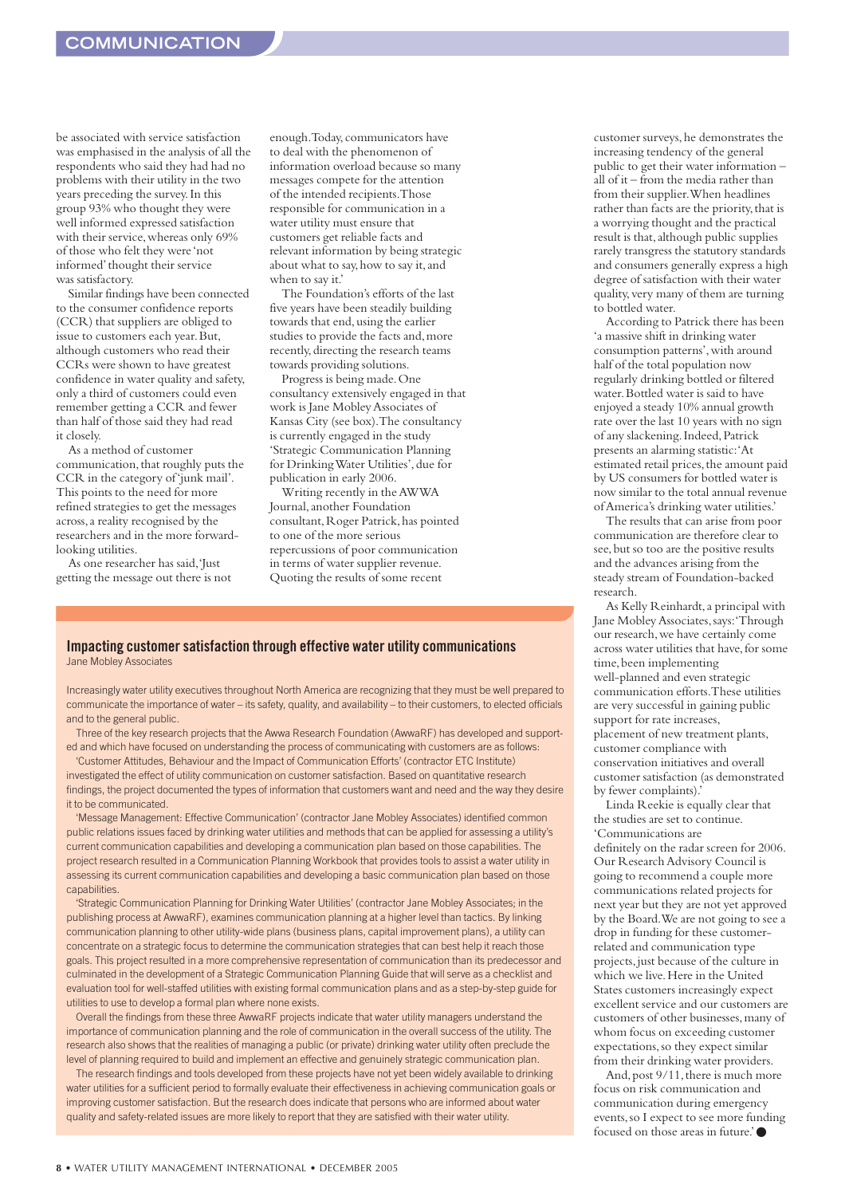be associated with service satisfaction was emphasised in the analysis of all the respondents who said they had had no problems with their utility in the two years preceding the survey. In this group 93% who thought they were well informed expressed satisfaction with their service, whereas only 69% of those who felt they were 'not informed' thought their service was satisfactory.

Similar findings have been connected to the consumer confidence reports (CCR) that suppliers are obliged to issue to customers each year. But, although customers who read their CCRs were shown to have greatest confidence in water quality and safety, only a third of customers could even remember getting a CCR and fewer than half of those said they had read it closely.

As a method of customer communication, that roughly puts the CCR in the category of 'junk mail'. This points to the need for more refined strategies to get the messages across, a reality recognised by the researchers and in the more forward-looking utilities.

As one researcher has said, 'Just getting the message out there is not enough. Today, communicators have to deal with the phenomenon of information overload because so many messages compete for the attention of the intended recipients. Those responsible for communication in a water utility must ensure that customers get reliable facts and relevant information by being strategic about what to say, how to say it, and when to say it.'

The Foundation's efforts of the last five years have been steadily building towards that end, using the earlier studies to provide the facts and, more recently, directing the research teams towards providing solutions.

Progress is being made. One consultancy extensively engaged in that work is Jane Mobley Associates of Kansas City (see box). The consultancy is currently engaged in the study 'Strategic Communication Planning for Drinking Water Utilities', due for publication in early 2006.

Writing recently in the AWWA Journal, another Foundation consultant, Roger Patrick, has pointed to one of the more serious repercussions of poor communication in terms of water supplier revenue. Quoting the results of some recent customer surveys, he demonstrates the increasing tendency of the general public to get their water information – all of it – from the media rather than from their supplier. When headlines rather than facts are the priority, that is a worrying thought and the practical result is that, although public supplies rarely transgress the statutory standards and consumers generally express a high degree of satisfaction with their water quality, very many of them are turning to bottled water.

According to Patrick there has been 'a massive shift in drinking water consumption patterns', with around half of the total population now regularly drinking bottled or filtered water. Bottled water is said to have enjoyed a steady 10% annual growth rate over the last 10 years with no sign of any slackening. Indeed, Patrick presents an alarming statistic: 'At estimated retail prices, the amount paid by US consumers for bottled water is now similar to the total annual revenue of America's drinking water utilities.'

The results that can arise from poor communication are therefore clear to see, but so too are the positive results and the advances arising from the steady stream of Foundation-backed research.

As Kelly Reinhardt, a principal with Jane Mobley Associates, says: 'Through our research, we have certainly come across water utilities that have, for some time, been implementing well-planned and even strategic communication efforts. These utilities are very successful in gaining public support for rate increases, placement of new treatment plants, customer compliance with conservation initiatives and overall customer satisfaction (as demonstrated by fewer complaints).'

Linda Reekie is equally clear that the studies are set to continue. 'Communications are definitely on the radar screen for 2006. Our Research Advisory Council is going to recommend a couple more communications related projects for next year but they are not yet approved by the Board. We are not going to see a drop in funding for these customer-related and communication type projects, just because of the culture in which we live. Here in the United States customers increasingly expect excellent service and our customers are customers of other businesses, many of whom focus on exceeding customer expectations, so they expect similar from their drinking water providers.

And, post 9/11, there is much more focus on risk communication and communication during emergency events, so I expect to see more funding focused on those areas in future.' ●

## Impacting customer satisfaction through effective water utility communications

Jane Mobley Associates

Increasingly water utility executives throughout North America are recognizing that they must be well prepared to communicate the importance of water – its safety, quality, and availability – to their customers, to elected officials and to the general public.

Three of the key research projects that the Awwa Research Foundation (AwwaRF) has developed and supported and which have focused on understanding the process of communicating with customers are as follows:

'Customer Attitudes, Behaviour and the Impact of Communication Efforts' (contractor ETC Institute) investigated the effect of utility communication on customer satisfaction. Based on quantitative research findings, the project documented the types of information that customers want and need and the way they desire it to be communicated.

'Message Management: Effective Communication' (contractor Jane Mobley Associates) identified common public relations issues faced by drinking water utilities and methods that can be applied for assessing a utility's current communication capabilities and developing a communication plan based on those capabilities. The project research resulted in a Communication Planning Workbook that provides tools to assist a water utility in assessing its current communication capabilities and developing a basic communication plan based on those capabilities.

'Strategic Communication Planning for Drinking Water Utilities' (contractor Jane Mobley Associates; in the publishing process at AwwaRF), examines communication planning at a higher level than tactics. By linking communication planning to other utility-wide plans (business plans, capital improvement plans), a utility can concentrate on a strategic focus to determine the communication strategies that can best help it reach those goals. This project resulted in a more comprehensive representation of communication than its predecessor and culminated in the development of a Strategic Communication Planning Guide that will serve as a checklist and evaluation tool for well-staffed utilities with existing formal communication plans and as a step-by-step guide for utilities to use to develop a formal plan where none exists.

Overall the findings from these three AwwaRF projects indicate that water utility managers understand the importance of communication planning and the role of communication in the overall success of the utility. The research also shows that the realities of managing a public (or private) drinking water utility often preclude the level of planning required to build and implement an effective and genuinely strategic communication plan.

The research findings and tools developed from these projects have not yet been widely available to drinking water utilities for a sufficient period to formally evaluate their effectiveness in achieving communication goals or improving customer satisfaction. But the research does indicate that persons who are informed about water quality and safety-related issues are more likely to report that they are satisfied with their water utility.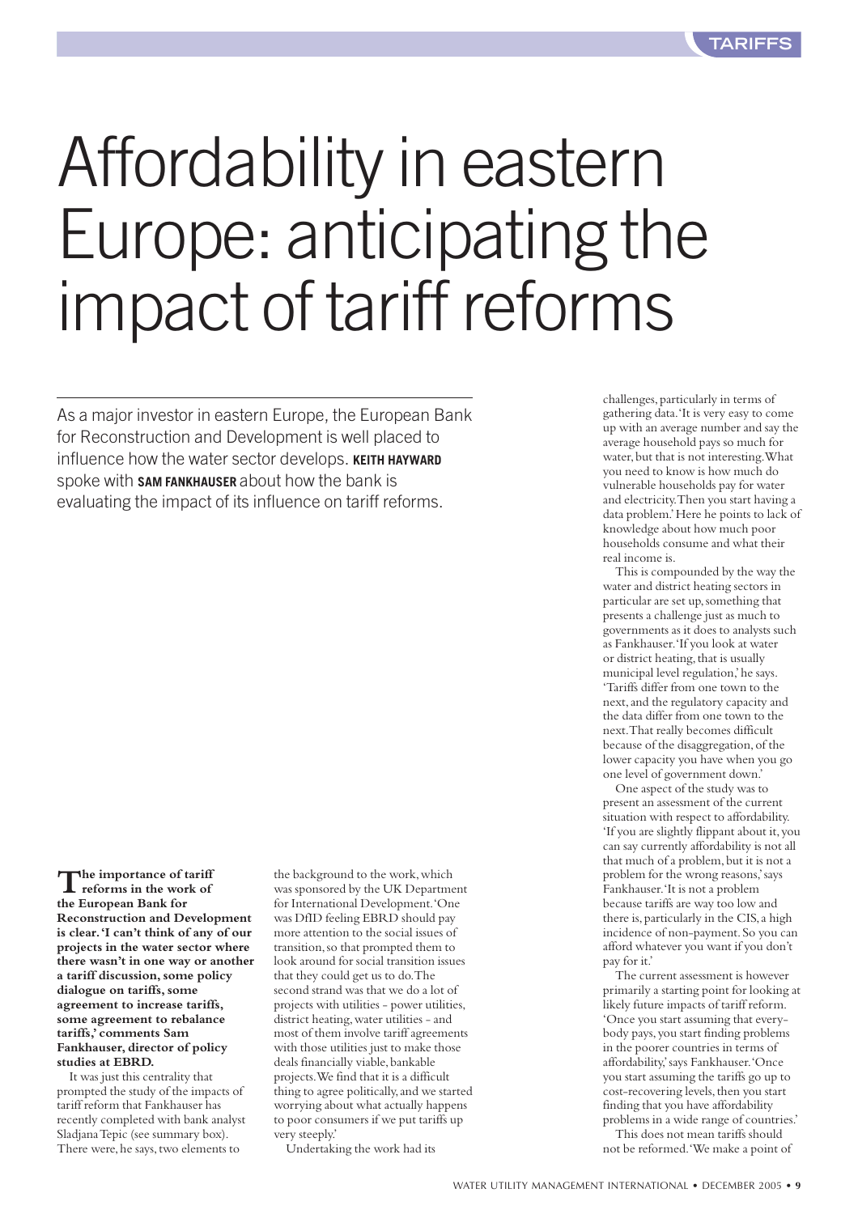# Affordability in eastern Europe: anticipating the impact of tariff reforms

As a major investor in eastern Europe, the European Bank for Reconstruction and Development is well placed to influence how the water sector develops. **KEITH HAYWARD** spoke with **SAM FANKHAUSER** about how the bank is evaluating the impact of its influence on tariff reforms.

**The importance of tariff reforms in the work of the European Bank for Reconstruction and Development is clear. 'I can't think of any of our projects in the water sector where there wasn't in one way or another a tariff discussion, some policy dialogue on tariffs, some agreement to increase tariffs, some agreement to rebalance tariffs,' comments Sam Fankhauser, director of policy studies at EBRD.**

It was just this centrality that prompted the study of the impacts of tariff reform that Fankhauser has recently completed with bank analyst Sladjana Tepic (see summary box). There were, he says, two elements to the background to the work, which was sponsored by the UK Department for International Development. 'One was DfID feeling EBRD should pay more attention to the social issues of transition, so that prompted them to look around for social transition issues that they could get us to do. The second strand was that we do a lot of projects with utilities - power utilities, district heating, water utilities - and most of them involve tariff agreements with those utilities just to make those deals financially viable, bankable projects. We find that it is a difficult thing to agree politically, and we started worrying about what actually happens to poor consumers if we put tariffs up very steeply.'

Undertaking the work had its challenges, particularly in terms of gathering data. 'It is very easy to come up with an average number and say the average household pays so much for water, but that is not interesting. What you need to know is how much do vulnerable households pay for water and electricity. Then you start having a data problem.' Here he points to lack of knowledge about how much poor households consume and what their real income is.

This is compounded by the way the water and district heating sectors in particular are set up, something that presents a challenge just as much to governments as it does to analysts such as Fankhauser. 'If you look at water or district heating, that is usually municipal level regulation,' he says. 'Tariffs differ from one town to the next, and the regulatory capacity and the data differ from one town to the next. That really becomes difficult because of the disaggregation, of the lower capacity you have when you go one level of government down.'

One aspect of the study was to present an assessment of the current situation with respect to affordability. 'If you are slightly flippant about it, you can say currently affordability is not all that much of a problem, but it is not a problem for the wrong reasons,' says Fankhauser. 'It is not a problem because tariffs are way too low and there is, particularly in the CIS, a high incidence of non-payment. So you can afford whatever you want if you don't pay for it.'

The current assessment is however primarily a starting point for looking at likely future impacts of tariff reform. 'Once you start assuming that everybody pays, you start finding problems in the poorer countries in terms of affordability,' says Fankhauser. 'Once you start assuming the tariffs go up to cost-recovering levels, then you start finding that you have affordability problems in a wide range of countries.'

This does not mean tariffs should not be reformed. 'We make a point of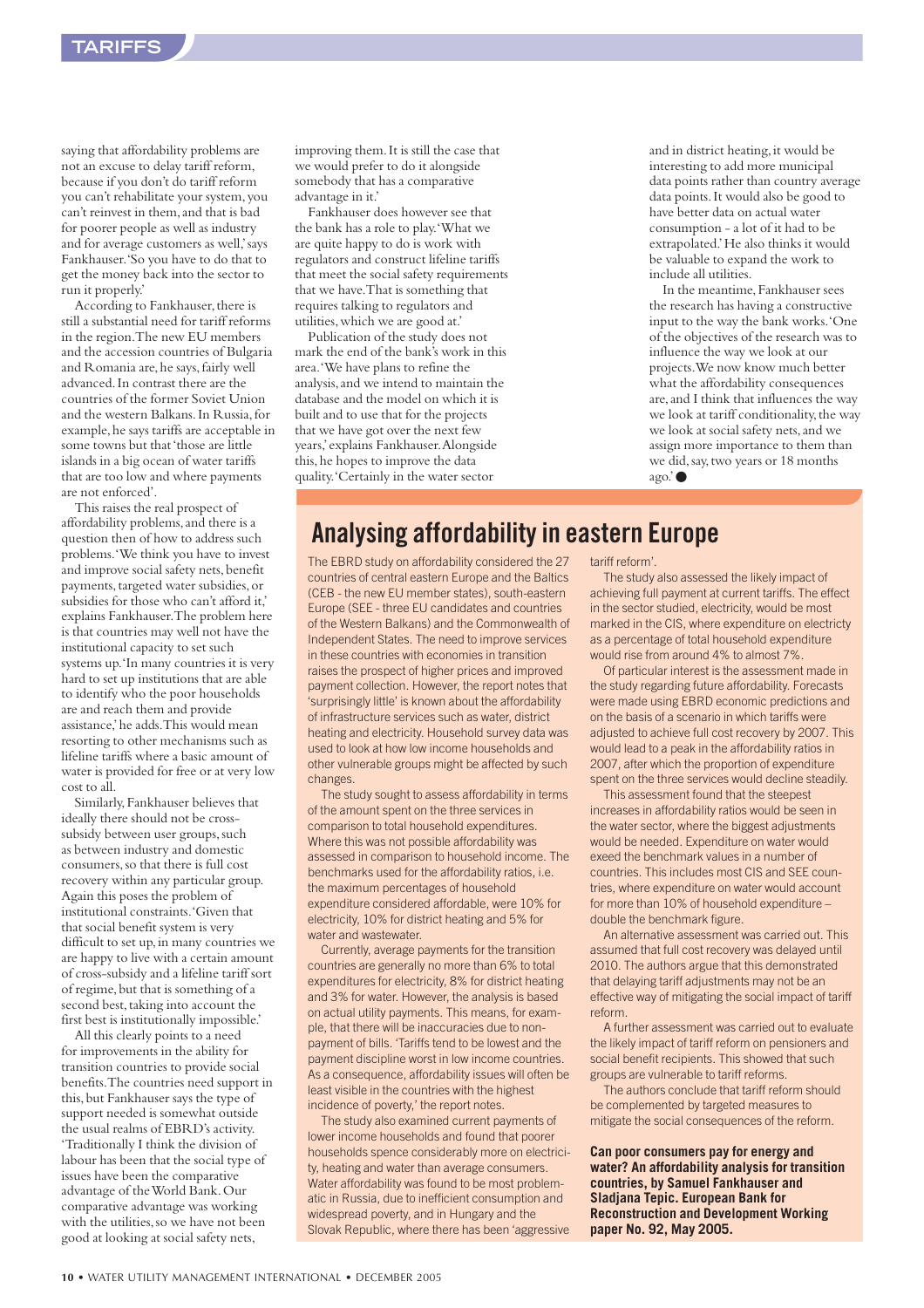saying that affordability problems are not an excuse to delay tariff reform, because if you don't do tariff reform you can't rehabilitate your system, you can't reinvest in them, and that is bad for poorer people as well as industry and for average customers as well,' says Fankhauser. 'So you have to do that to get the money back into the sector to run it properly.'

According to Fankhauser, there is still a substantial need for tariff reforms in the region. The new EU members and the accession countries of Bulgaria and Romania are, he says, fairly well advanced. In contrast there are the countries of the former Soviet Union and the western Balkans. In Russia, for example, he says tariffs are acceptable in some towns but that 'those are little islands in a big ocean of water tariffs that are too low and where payments are not enforced'.

This raises the real prospect of affordability problems, and there is a question then of how to address such problems. 'We think you have to invest and improve social safety nets, benefit payments, targeted water subsidies, or subsidies for those who can't afford it,' explains Fankhauser. The problem here is that countries may well not have the institutional capacity to set such systems up. 'In many countries it is very hard to set up institutions that are able to identify who the poor households are and reach them and provide assistance,' he adds. This would mean resorting to other mechanisms such as lifeline tariffs where a basic amount of water is provided for free or at very low cost to all.

Similarly, Fankhauser believes that ideally there should not be cross-subsidy between user groups, such as between industry and domestic consumers, so that there is full cost recovery within any particular group. Again this poses the problem of institutional constraints. 'Given that that social benefit system is very difficult to set up, in many countries we are happy to live with a certain amount of cross-subsidy and a lifeline tariff sort of regime, but that is something of a second best, taking into account the first best is institutionally impossible.'

All this clearly points to a need for improvements in the ability for transition countries to provide social benefits. The countries need support in this, but Fankhauser says the type of support needed is somewhat outside the usual realms of EBRD's activity. 'Traditionally I think the division of labour has been that the social type of issues have been the comparative advantage of the World Bank. Our comparative advantage was working with the utilities, so we have not been good at looking at social safety nets, improving them. It is still the case that we would prefer to do it alongside somebody that has a comparative advantage in it.'

Fankhauser does however see that the bank has a role to play. 'What we are quite happy to do is work with regulators and construct lifeline tariffs that meet the social safety requirements that we have. That is something that requires talking to regulators and utilities, which we are good at.'

Publication of the study does not mark the end of the bank's work in this area. 'We have plans to refine the analysis, and we intend to maintain the database and the model on which it is built and to use that for the projects that we have got over the next few years,' explains Fankhauser. Alongside this, he hopes to improve the data quality. 'Certainly in the water sector and in district heating, it would be interesting to add more municipal data points rather than country average data points. It would also be good to have better data on actual water consumption - a lot of it had to be extrapolated.' He also thinks it would be valuable to expand the work to include all utilities.

In the meantime, Fankhauser sees the research has having a constructive input to the way the bank works. 'One of the objectives of the research was to influence the way we look at our projects. We now know much better what the affordability consequences are, and I think that influences the way we look at tariff conditionality, the way we look at social safety nets, and we assign more importance to them than we did, say, two years or 18 months ago.' ●

## Analysing affordability in eastern Europe

The EBRD study on affordability considered the 27 countries of central eastern Europe and the Baltics (CEB - the new EU member states), south-eastern Europe (SEE - three EU candidates and countries of the Western Balkans) and the Commonwealth of Independent States. The need to improve services in these countries with economies in transition raises the prospect of higher prices and improved payment collection. However, the report notes that 'surprisingly little' is known about the affordability of infrastructure services such as water, district heating and electricity. Household survey data was used to look at how low income households and other vulnerable groups might be affected by such changes.

The study sought to assess affordability in terms of the amount spent on the three services in comparison to total household expenditures. Where this was not possible affordability was assessed in comparison to household income. The benchmarks used for the affordability ratios, i.e. the maximum percentages of household expenditure considered affordable, were 10% for electricity, 10% for district heating and 5% for water and wastewater.

Currently, average payments for the transition countries are generally no more than 6% to total expenditures for electricity, 8% for district heating and 3% for water. However, the analysis is based on actual utility payments. This means, for example, that there will be inaccuracies due to non-payment of bills. 'Tariffs tend to be lowest and the payment discipline worst in low income countries. As a consequence, affordability issues will often be least visible in the countries with the highest incidence of poverty,' the report notes.

The study also examined current payments of lower income households and found that poorer households spence considerably more on electricity, heating and water than average consumers. Water affordability was found to be most problematic in Russia, due to inefficient consumption and widespread poverty, and in Hungary and the Slovak Republic, where there has been 'aggressive tariff reform'.

The study also assessed the likely impact of achieving full payment at current tariffs. The effect in the sector studied, electricity, would be most marked in the CIS, where expenditure on electricty as a percentage of total household expenditure would rise from around 4% to almost 7%.

Of particular interest is the assessment made in the study regarding future affordability. Forecasts were made using EBRD economic predictions and on the basis of a scenario in which tariffs were adjusted to achieve full cost recovery by 2007. This would lead to a peak in the affordability ratios in 2007, after which the proportion of expenditure spent on the three services would decline steadily.

This assessment found that the steepest increases in affordability ratios would be seen in the water sector, where the biggest adjustments would be needed. Expenditure on water would exeed the benchmark values in a number of countries. This includes most CIS and SEE countries, where expenditure on water would account for more than 10% of household expenditure – double the benchmark figure.

An alternative assessment was carried out. This assumed that full cost recovery was delayed until 2010. The authors argue that this demonstrated that delaying tariff adjustments may not be an effective way of mitigating the social impact of tariff reform.

A further assessment was carried out to evaluate the likely impact of tariff reform on pensioners and social benefit recipients. This showed that such groups are vulnerable to tariff reforms.

The authors conclude that tariff reform should be complemented by targeted measures to mitigate the social consequences of the reform.

**Can poor consumers pay for energy and water? An affordability analysis for transition countries, by Samuel Fankhauser and Sladjana Tepic. European Bank for Reconstruction and Development Working paper No. 92, May 2005.**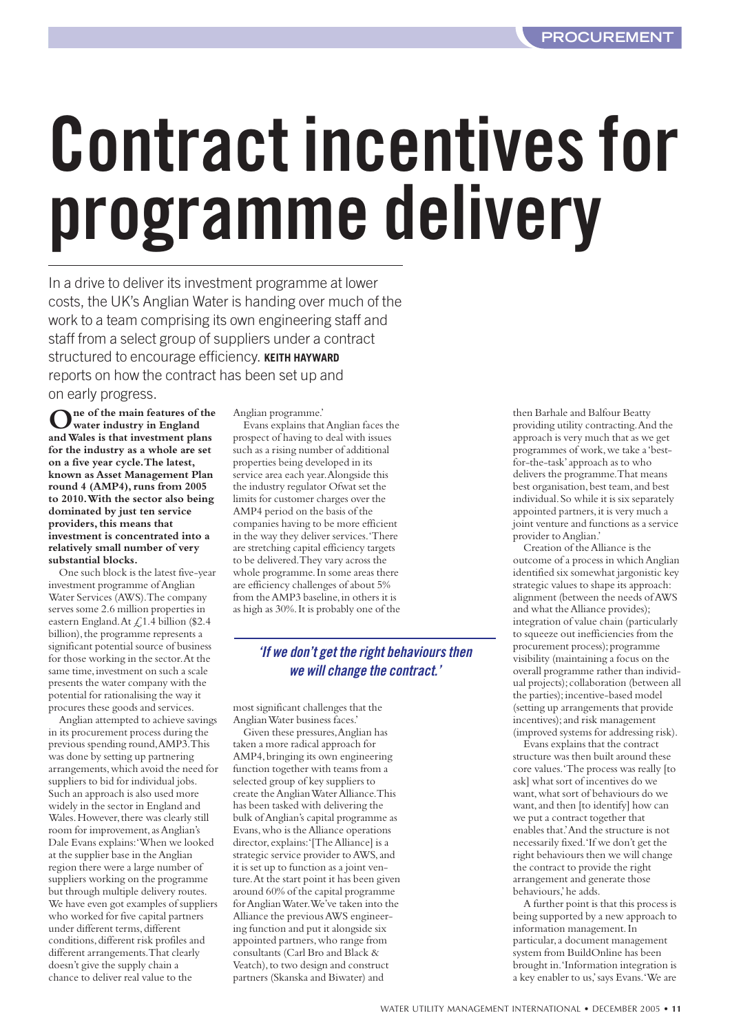# Contract incentives for programme delivery

In a drive to deliver its investment programme at lower costs, the UK's Anglian Water is handing over much of the work to a team comprising its own engineering staff and staff from a select group of suppliers under a contract structured to encourage efficiency. **KEITH HAYWARD** reports on how the contract has been set up and on early progress.

**One of the main features of the water industry in England and Wales is that investment plans for the industry as a whole are set on a five year cycle. The latest, known as Asset Management Plan round 4 (AMP4), runs from 2005 to 2010. With the sector also being dominated by just ten service providers, this means that investment is concentrated into a relatively small number of very substantial blocks.**

One such block is the latest five-year investment programme of Anglian Water Services (AWS). The company serves some 2.6 million properties in eastern England. At £1.4 billion ($2.4 billion), the programme represents a significant potential source of business for those working in the sector. At the same time, investment on such a scale presents the water company with the potential for rationalising the way it procures these goods and services.

Anglian attempted to achieve savings in its procurement process during the previous spending round, AMP3. This was done by setting up partnering arrangements, which avoid the need for suppliers to bid for individual jobs. Such an approach is also used more widely in the sector in England and Wales. However, there was clearly still room for improvement, as Anglian's Dale Evans explains: 'When we looked at the supplier base in the Anglian region there were a large number of suppliers working on the programme but through multiple delivery routes. We have even got examples of suppliers who worked for five capital partners under different terms, different conditions, different risk profiles and different arrangements. That clearly doesn't give the supply chain a chance to deliver real value to the Anglian programme.'

Evans explains that Anglian faces the prospect of having to deal with issues such as a rising number of additional properties being developed in its service area each year. Alongside this the industry regulator Ofwat set the limits for customer charges over the AMP4 period on the basis of the companies having to be more efficient in the way they deliver services. 'There are stretching capital efficiency targets to be delivered. They vary across the whole programme. In some areas there are efficiency challenges of about 5% from the AMP3 baseline, in others it is as high as 30%. It is probably one of the most significant challenges that the Anglian Water business faces.'

> *'If we don't get the right behaviours then we will change the contract.'*

Given these pressures, Anglian has taken a more radical approach for AMP4, bringing its own engineering function together with teams from a selected group of key suppliers to create the Anglian Water Alliance. This has been tasked with delivering the bulk of Anglian's capital programme as Evans, who is the Alliance operations director, explains: '[The Alliance] is a strategic service provider to AWS, and it is set up to function as a joint venture. At the start point it has been given around 60% of the capital programme for Anglian Water. We've taken into the Alliance the previous AWS engineering function and put it alongside six appointed partners, who range from consultants (Carl Bro and Black & Veatch), to two design and construct partners (Skanska and Biwater) and then Barhale and Balfour Beatty providing utility contracting. And the approach is very much that as we get programmes of work, we take a 'best-for-the-task' approach as to who delivers the programme. That means best organisation, best team, and best individual. So while it is six separately appointed partners, it is very much a joint venture and functions as a service provider to Anglian.'

Creation of the Alliance is the outcome of a process in which Anglian identified six somewhat jargonistic key strategic values to shape its approach: alignment (between the needs of AWS and what the Alliance provides); integration of value chain (particularly to squeeze out inefficiencies from the procurement process); programme visibility (maintaining a focus on the overall programme rather than individual projects); collaboration (between all the parties); incentive-based model (setting up arrangements that provide incentives); and risk management (improved systems for addressing risk).

Evans explains that the contract structure was then built around these core values. 'The process was really [to ask] what sort of incentives do we want, what sort of behaviours do we want, and then [to identify] how can we put a contract together that enables that.' And the structure is not necessarily fixed. 'If we don't get the right behaviours then we will change the contract to provide the right arrangement and generate those behaviours,' he adds.

A further point is that this process is being supported by a new approach to information management. In particular, a document management system from BuildOnline has been brought in. 'Information integration is a key enabler to us,' says Evans. 'We are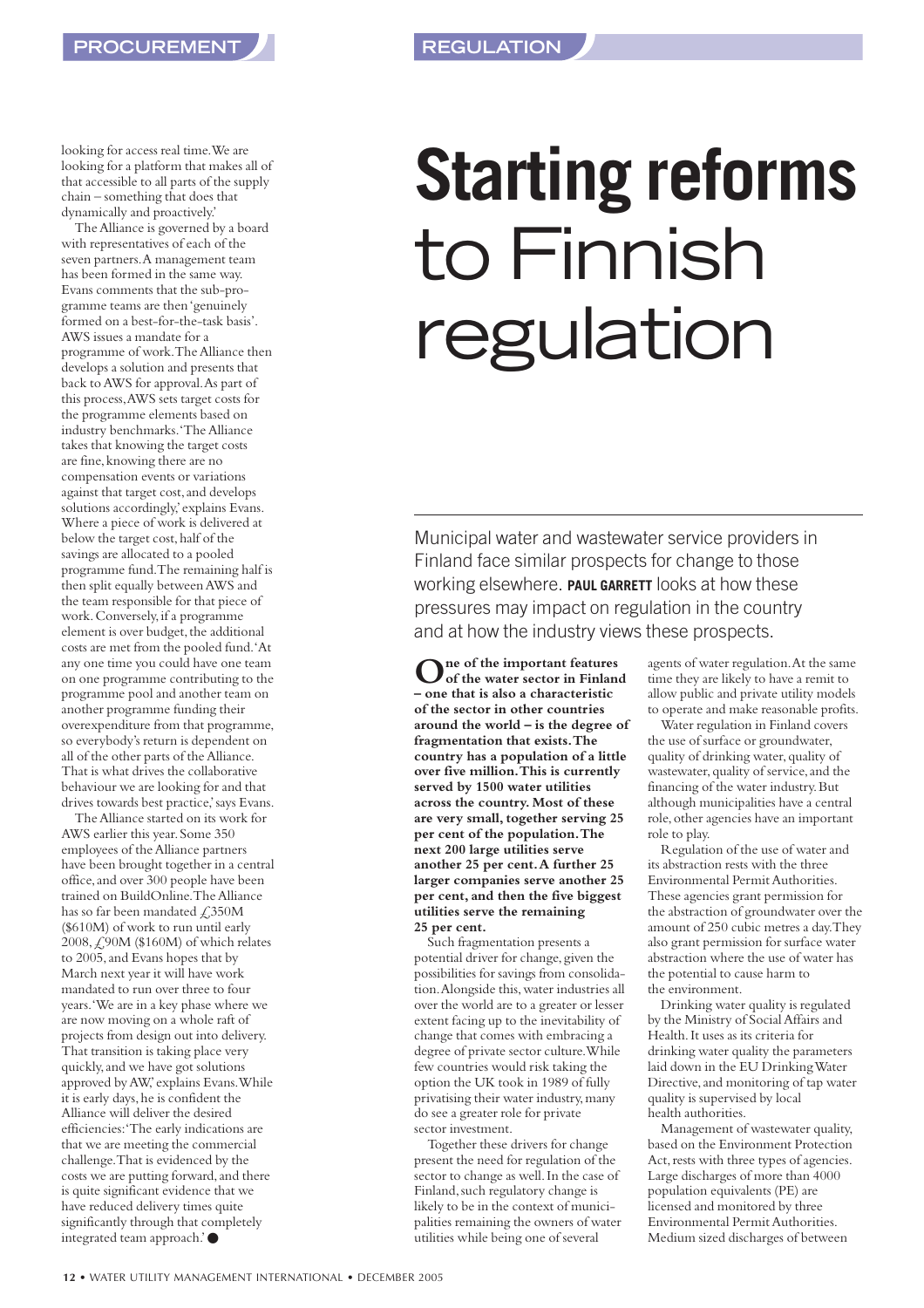looking for access real time. We are looking for a platform that makes all of that accessible to all parts of the supply chain – something that does that dynamically and proactively.'

The Alliance is governed by a board with representatives of each of the seven partners. A management team has been formed in the same way. Evans comments that the sub-programme teams are then 'genuinely formed on a best-for-the-task basis'. AWS issues a mandate for a programme of work. The Alliance then develops a solution and presents that back to AWS for approval. As part of this process, AWS sets target costs for the programme elements based on industry benchmarks. 'The Alliance takes that knowing the target costs are fine, knowing there are no compensation events or variations against that target cost, and develops solutions accordingly,' explains Evans. Where a piece of work is delivered at below the target cost, half of the savings are allocated to a pooled programme fund. The remaining half is then split equally between AWS and the team responsible for that piece of work. Conversely, if a programme element is over budget, the additional costs are met from the pooled fund. 'At any one time you could have one team on one programme contributing to the programme pool and another team on another programme funding their overexpenditure from that programme, so everybody's return is dependent on all of the other parts of the Alliance. That is what drives the collaborative behaviour we are looking for and that drives towards best practice,' says Evans.

The Alliance started on its work for AWS earlier this year. Some 350 employees of the Alliance partners have been brought together in a central office, and over 300 people have been trained on BuildOnline. The Alliance has so far been mandated £350M ($610M) of work to run until early 2008, £90M ($160M) of which relates to 2005, and Evans hopes that by March next year it will have work mandated to run over three to four years. 'We are in a key phase where we are now moving on a whole raft of projects from design out into delivery. That transition is taking place very quickly, and we have got solutions approved by AW,' explains Evans. While it is early days, he is confident the Alliance will deliver the desired efficiencies: 'The early indications are that we are meeting the commercial challenge. That is evidenced by the costs we are putting forward, and there is quite significant evidence that we have reduced delivery times quite significantly through that completely integrated team approach.' ●

# Starting reforms to Finnish regulation

Municipal water and wastewater service providers in Finland face similar prospects for change to those working elsewhere. **PAUL GARRETT** looks at how these pressures may impact on regulation in the country and at how the industry views these prospects.

**One of the important features of the water sector in Finland – one that is also a characteristic of the sector in other countries around the world – is the degree of fragmentation that exists. The country has a population of a little over five million. This is currently served by 1500 water utilities across the country. Most of these are very small, together serving 25 per cent of the population. The next 200 large utilities serve another 25 per cent. A further 25 larger companies serve another 25 per cent, and then the five biggest utilities serve the remaining 25 per cent.**

Such fragmentation presents a potential driver for change, given the possibilities for savings from consolidation. Alongside this, water industries all over the world are to a greater or lesser extent facing up to the inevitability of change that comes with embracing a degree of private sector culture. While few countries would risk taking the option the UK took in 1989 of fully privatising their water industry, many do see a greater role for private sector investment.

Together these drivers for change present the need for regulation of the sector to change as well. In the case of Finland, such regulatory change is likely to be in the context of municipalities remaining the owners of water utilities while being one of several agents of water regulation. At the same time they are likely to have a remit to allow public and private utility models to operate and make reasonable profits.

Water regulation in Finland covers the use of surface or groundwater, quality of drinking water, quality of wastewater, quality of service, and the financing of the water industry. But although municipalities have a central role, other agencies have an important role to play.

Regulation of the use of water and its abstraction rests with the three Environmental Permit Authorities. These agencies grant permission for the abstraction of groundwater over the amount of 250 cubic metres a day. They also grant permission for surface water abstraction where the use of water has the potential to cause harm to the environment.

Drinking water quality is regulated by the Ministry of Social Affairs and Health. It uses as its criteria for drinking water quality the parameters laid down in the EU Drinking Water Directive, and monitoring of tap water quality is supervised by local health authorities.

Management of wastewater quality, based on the Environment Protection Act, rests with three types of agencies. Large discharges of more than 4000 population equivalents (PE) are licensed and monitored by three Environmental Permit Authorities. Medium sized discharges of between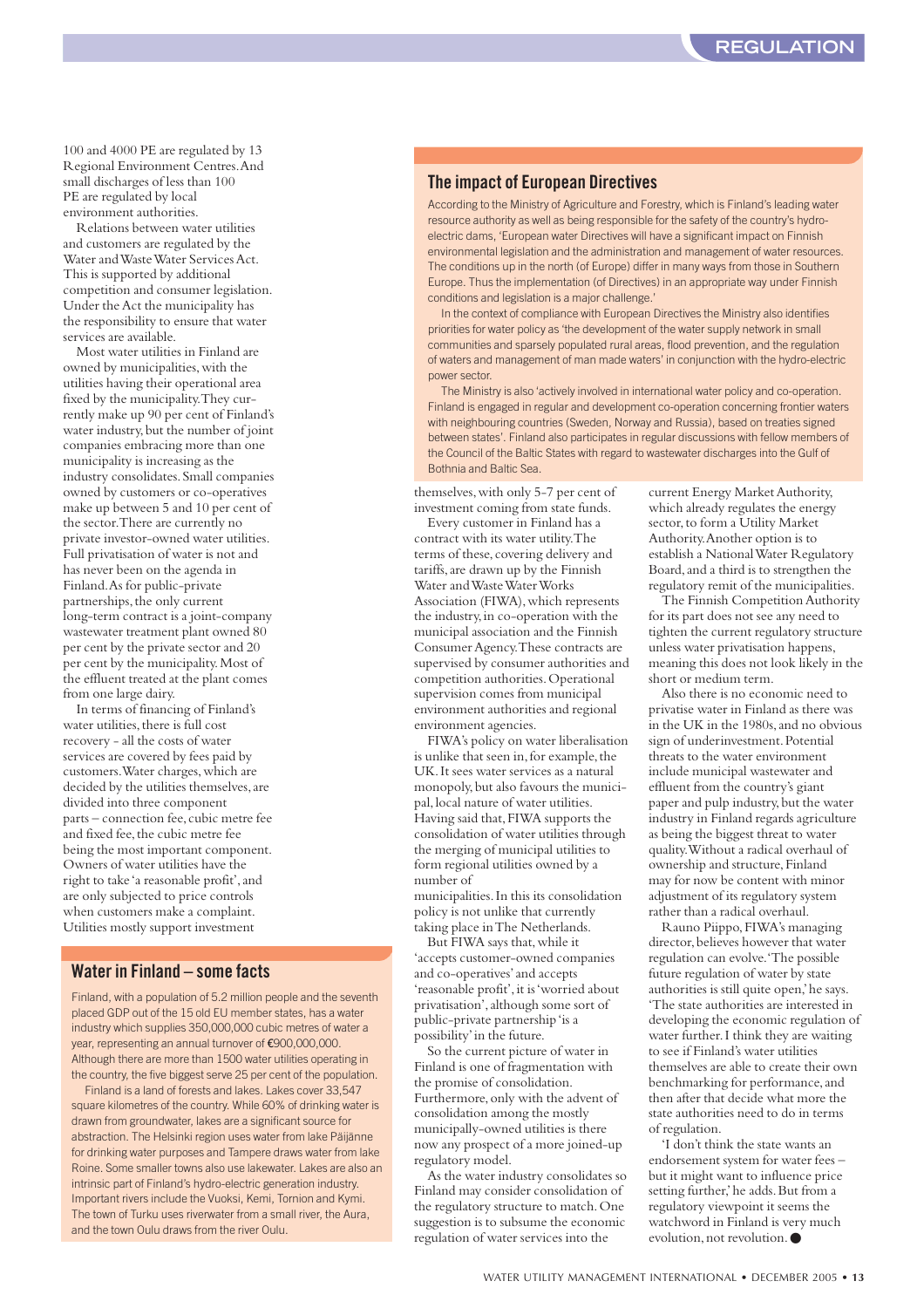100 and 4000 PE are regulated by 13 Regional Environment Centres. And small discharges of less than 100 PE are regulated by local environment authorities.

Relations between water utilities and customers are regulated by the Water and Waste Water Services Act. This is supported by additional competition and consumer legislation. Under the Act the municipality has the responsibility to ensure that water services are available.

Most water utilities in Finland are owned by municipalities, with the utilities having their operational area fixed by the municipality. They currently make up 90 per cent of Finland's water industry, but the number of joint companies embracing more than one municipality is increasing as the industry consolidates. Small companies owned by customers or co-operatives make up between 5 and 10 per cent of the sector. There are currently no private investor-owned water utilities. Full privatisation of water is not and has never been on the agenda in Finland. As for public-private partnerships, the only current long-term contract is a joint-company wastewater treatment plant owned 80 per cent by the private sector and 20 per cent by the municipality. Most of the effluent treated at the plant comes from one large dairy.

In terms of financing of Finland's water utilities, there is full cost recovery - all the costs of water services are covered by fees paid by customers. Water charges, which are decided by the utilities themselves, are divided into three component parts – connection fee, cubic metre fee and fixed fee, the cubic metre fee being the most important component. Owners of water utilities have the right to take 'a reasonable profit', and are only subjected to price controls when customers make a complaint. Utilities mostly support investment themselves, with only 5-7 per cent of investment coming from state funds.

Every customer in Finland has a contract with its water utility. The terms of these, covering delivery and tariffs, are drawn up by the Finnish Water and Waste Water Works Association (FIWA), which represents the industry, in co-operation with the municipal association and the Finnish Consumer Agency. These contracts are supervised by consumer authorities and competition authorities. Operational supervision comes from municipal environment authorities and regional environment agencies.

FIWA's policy on water liberalisation is unlike that seen in, for example, the UK. It sees water services as a natural monopoly, but also favours the municipal, local nature of water utilities. Having said that, FIWA supports the consolidation of water utilities through the merging of municipal utilities to form regional utilities owned by a number of municipalities. In this its consolidation policy is not unlike that currently taking place in The Netherlands.

But FIWA says that, while it 'accepts customer-owned companies and co-operatives' and accepts 'reasonable profit', it is 'worried about privatisation', although some sort of public-private partnership 'is a possibility' in the future.

So the current picture of water in Finland is one of fragmentation with the promise of consolidation. Furthermore, only with the advent of consolidation among the mostly municipally-owned utilities is there now any prospect of a more joined-up regulatory model.

As the water industry consolidates so Finland may consider consolidation of the regulatory structure to match. One suggestion is to subsume the economic regulation of water services into the current Energy Market Authority, which already regulates the energy sector, to form a Utility Market Authority. Another option is to establish a National Water Regulatory Board, and a third is to strengthen the regulatory remit of the municipalities.

The Finnish Competition Authority for its part does not see any need to tighten the current regulatory structure unless water privatisation happens, meaning this does not look likely in the short or medium term.

Also there is no economic need to privatise water in Finland as there was in the UK in the 1980s, and no obvious sign of underinvestment. Potential threats to the water environment include municipal wastewater and effluent from the country's giant paper and pulp industry, but the water industry in Finland regards agriculture as being the biggest threat to water quality. Without a radical overhaul of ownership and structure, Finland may for now be content with minor adjustment of its regulatory system rather than a radical overhaul.

Rauno Piippo, FIWA's managing director, believes however that water regulation can evolve. 'The possible future regulation of water by state authorities is still quite open,' he says. 'The state authorities are interested in developing the economic regulation of water further. I think they are waiting to see if Finland's water utilities themselves are able to create their own benchmarking for performance, and then after that decide what more the state authorities need to do in terms of regulation.

'I don't think the state wants an endorsement system for water fees – but it might want to influence price setting further,' he adds. But from a regulatory viewpoint it seems the watchword in Finland is very much evolution, not revolution. ●

## The impact of European Directives

According to the Ministry of Agriculture and Forestry, which is Finland's leading water resource authority as well as being responsible for the safety of the country's hydro-electric dams, 'European water Directives will have a significant impact on Finnish environmental legislation and the administration and management of water resources. The conditions up in the north (of Europe) differ in many ways from those in Southern Europe. Thus the implementation (of Directives) in an appropriate way under Finnish conditions and legislation is a major challenge.'

In the context of compliance with European Directives the Ministry also identifies priorities for water policy as 'the development of the water supply network in small communities and sparsely populated rural areas, flood prevention, and the regulation of waters and management of man made waters' in conjunction with the hydro-electric power sector.

The Ministry is also 'actively involved in international water policy and co-operation. Finland is engaged in regular and development co-operation concerning frontier waters with neighbouring countries (Sweden, Norway and Russia), based on treaties signed between states'. Finland also participates in regular discussions with fellow members of the Council of the Baltic States with regard to wastewater discharges into the Gulf of Bothnia and Baltic Sea.

## Water in Finland – some facts

Finland, with a population of 5.2 million people and the seventh placed GDP out of the 15 old EU member states, has a water industry which supplies 350,000,000 cubic metres of water a year, representing an annual turnover of €900,000,000. Although there are more than 1500 water utilities operating in the country, the five biggest serve 25 per cent of the population.

Finland is a land of forests and lakes. Lakes cover 33,547 square kilometres of the country. While 60% of drinking water is drawn from groundwater, lakes are a significant source for abstraction. The Helsinki region uses water from lake Päijänne for drinking water purposes and Tampere draws water from lake Roine. Some smaller towns also use lakewater. Lakes are also an intrinsic part of Finland's hydro-electric generation industry. Important rivers include the Vuoksi, Kemi, Tornion and Kymi. The town of Turku uses riverwater from a small river, the Aura, and the town Oulu draws from the river Oulu.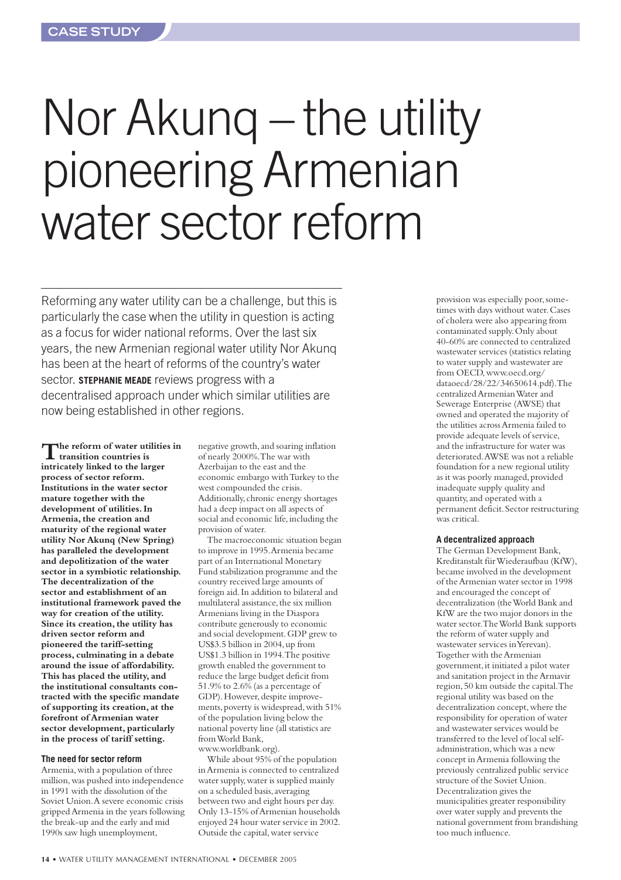CASE STUDY

# Nor Akunq – the utility pioneering Armenian water sector reform

Reforming any water utility can be a challenge, but this is particularly the case when the utility in question is acting as a focus for wider national reforms. Over the last six years, the new Armenian regional water utility Nor Akunq has been at the heart of reforms of the country's water sector. **STEPHANIE MEADE** reviews progress with a decentralised approach under which similar utilities are now being established in other regions.

**The reform of water utilities in transition countries is intricately linked to the larger process of sector reform. Institutions in the water sector mature together with the development of utilities. In Armenia, the creation and maturity of the regional water utility Nor Akunq (New Spring) has paralleled the development and depolitization of the water sector in a symbiotic relationship. The decentralization of the sector and establishment of an institutional framework paved the way for creation of the utility. Since its creation, the utility has driven sector reform and pioneered the tariff-setting process, culminating in a debate around the issue of affordability. This has placed the utility, and the institutional consultants contracted with the specific mandate of supporting its creation, at the forefront of Armenian water sector development, particularly in the process of tariff setting.**

### The need for sector reform

Armenia, with a population of three million, was pushed into independence in 1991 with the dissolution of the Soviet Union. A severe economic crisis gripped Armenia in the years following the break-up and the early and mid 1990s saw high unemployment, negative growth, and soaring inflation of nearly 2000%. The war with Azerbaijan to the east and the economic embargo with Turkey to the west compounded the crisis. Additionally, chronic energy shortages had a deep impact on all aspects of social and economic life, including the provision of water.

The macroeconomic situation began to improve in 1995. Armenia became part of an International Monetary Fund stabilization programme and the country received large amounts of foreign aid. In addition to bilateral and multilateral assistance, the six million Armenians living in the Diaspora contribute generously to economic and social development. GDP grew to US$3.5 billion in 2004, up from US$1.3 billion in 1994. The positive growth enabled the government to reduce the large budget deficit from 51.9% to 2.6% (as a percentage of GDP). However, despite improvements, poverty is widespread, with 51% of the population living below the national poverty line (all statistics are from World Bank, www.worldbank.org).

While about 95% of the population in Armenia is connected to centralized water supply, water is supplied mainly on a scheduled basis, averaging between two and eight hours per day. Only 13-15% of Armenian households enjoyed 24 hour water service in 2002. Outside the capital, water service provision was especially poor, sometimes with days without water. Cases of cholera were also appearing from contaminated supply. Only about 40-60% are connected to centralized wastewater services (statistics relating to water supply and wastewater are from OECD, www.oecd.org/dataoecd/28/22/34650614.pdf). The centralized Armenian Water and Sewerage Enterprise (AWSE) that owned and operated the majority of the utilities across Armenia failed to provide adequate levels of service, and the infrastructure for water was deteriorated. AWSE was not a reliable foundation for a new regional utility as it was poorly managed, provided inadequate supply quality and quantity, and operated with a permanent deficit. Sector restructuring was critical.

### A decentralized approach

The German Development Bank, Kreditanstalt für Wiederaufbau (KfW), became involved in the development of the Armenian water sector in 1998 and encouraged the concept of decentralization (the World Bank and KfW are the two major donors in the water sector. The World Bank supports the reform of water supply and wastewater services in Yerevan). Together with the Armenian government, it initiated a pilot water and sanitation project in the Armavir region, 50 km outside the capital. The regional utility was based on the decentralization concept, where the responsibility for operation of water and wastewater services would be transferred to the level of local self-administration, which was a new concept in Armenia following the previously centralized public service structure of the Soviet Union. Decentralization gives the municipalities greater responsibility over water supply and prevents the national government from brandishing too much influence.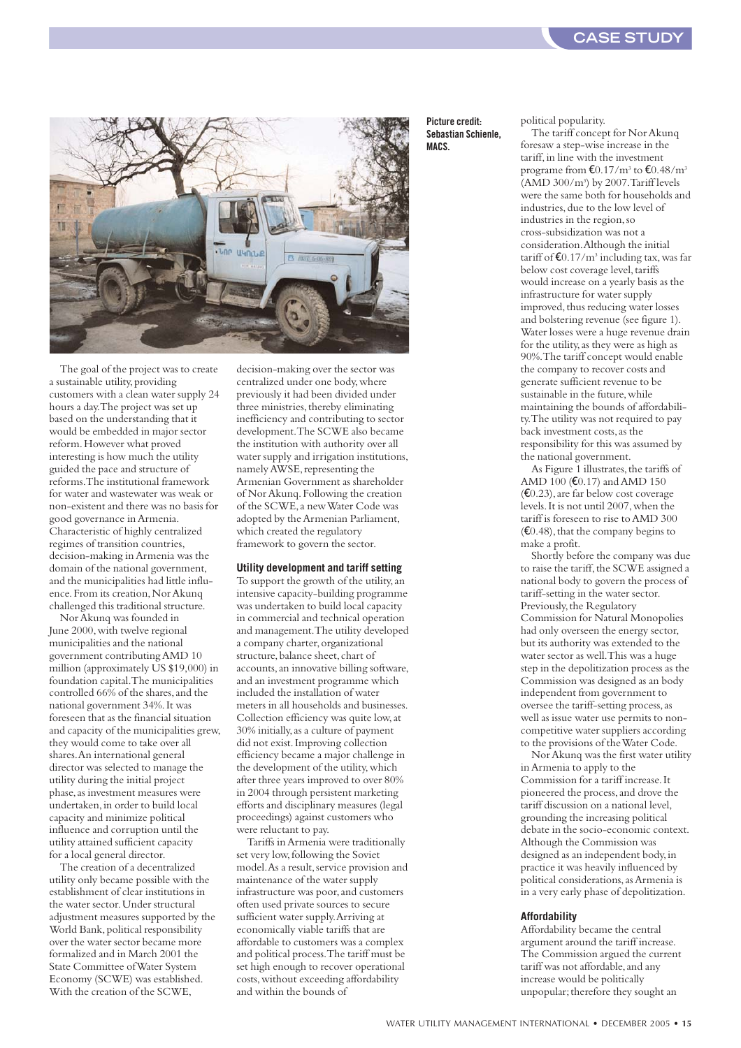Picture credit: Sebastian Schienle, MACS.

The goal of the project was to create a sustainable utility, providing customers with a clean water supply 24 hours a day. The project was set up based on the understanding that it would be embedded in major sector reform. However what proved interesting is how much the utility guided the pace and structure of reforms. The institutional framework for water and wastewater was weak or non-existent and there was no basis for good governance in Armenia. Characteristic of highly centralized regimes of transition countries, decision-making in Armenia was the domain of the national government, and the municipalities had little influence. From its creation, Nor Akunq challenged this traditional structure.

Nor Akunq was founded in June 2000, with twelve regional municipalities and the national government contributing AMD 10 million (approximately US $19,000) in foundation capital. The municipalities controlled 66% of the shares, and the national government 34%. It was foreseen that as the financial situation and capacity of the municipalities grew, they would come to take over all shares. An international general director was selected to manage the utility during the initial project phase, as investment measures were undertaken, in order to build local capacity and minimize political influence and corruption until the utility attained sufficient capacity for a local general director.

The creation of a decentralized utility only became possible with the establishment of clear institutions in the water sector. Under structural adjustment measures supported by the World Bank, political responsibility over the water sector became more formalized and in March 2001 the State Committee of Water System Economy (SCWE) was established. With the creation of the SCWE, decision-making over the sector was centralized under one body, where previously it had been divided under three ministries, thereby eliminating inefficiency and contributing to sector development. The SCWE also became the institution with authority over all water supply and irrigation institutions, namely AWSE, representing the Armenian Government as shareholder of Nor Akunq. Following the creation of the SCWE, a new Water Code was adopted by the Armenian Parliament, which created the regulatory framework to govern the sector.

### Utility development and tariff setting

To support the growth of the utility, an intensive capacity-building programme was undertaken to build local capacity in commercial and technical operation and management. The utility developed a company charter, organizational structure, balance sheet, chart of accounts, an innovative billing software, and an investment programme which included the installation of water meters in all households and businesses. Collection efficiency was quite low, at 30% initially, as a culture of payment did not exist. Improving collection efficiency became a major challenge in the development of the utility, which after three years improved to over 80% in 2004 through persistent marketing efforts and disciplinary measures (legal proceedings) against customers who were reluctant to pay.

Tariffs in Armenia were traditionally set very low, following the Soviet model. As a result, service provision and maintenance of the water supply infrastructure was poor, and customers often used private sources to secure sufficient water supply. Arriving at economically viable tariffs that are affordable to customers was a complex and political process. The tariff must be set high enough to recover operational costs, without exceeding affordability and within the bounds of political popularity.

The tariff concept for Nor Akunq foresaw a step-wise increase in the tariff, in line with the investment programme from €0.17/m$^3$ to €0.48/m$^3$ (AMD 300/m$^3$) by 2007. Tariff levels were the same both for households and industries, due to the low level of industries in the region, so cross-subsidization was not a consideration. Although the initial tariff of €0.17/m$^3$ including tax, was far below cost coverage level, tariffs would increase on a yearly basis as the infrastructure for water supply improved, thus reducing water losses and bolstering revenue (see figure 1). Water losses were a huge revenue drain for the utility, as they were as high as 90%. The tariff concept would enable the company to recover costs and generate sufficient revenue to be sustainable in the future, while maintaining the bounds of affordability. The utility was not required to pay back investment costs, as the responsibility for this was assumed by the national government.

As Figure 1 illustrates, the tariffs of AMD 100 (€0.17) and AMD 150 (€0.23), are far below cost coverage levels. It is not until 2007, when the tariff is foreseen to rise to AMD 300 (€0.48), that the company begins to make a profit.

Shortly before the company was due to raise the tariff, the SCWE assigned a national body to govern the process of tariff-setting in the water sector. Previously, the Regulatory Commission for Natural Monopolies had only overseen the energy sector, but its authority was extended to the water sector as well. This was a huge step in the depolitization process as the Commission was designed as an body independent from government to oversee the tariff-setting process, as well as issue water use permits to non-competitive water suppliers according to the provisions of the Water Code.

Nor Akunq was the first water utility in Armenia to apply to the Commission for a tariff increase. It pioneered the process, and drove the tariff discussion on a national level, grounding the increasing political debate in the socio-economic context. Although the Commission was designed as an independent body, in practice it was heavily influenced by political considerations, as Armenia is in a very early phase of depolitization.

### Affordability

Affordability became the central argument around the tariff increase. The Commission argued the current tariff was not affordable, and any increase would be politically unpopular; therefore they sought an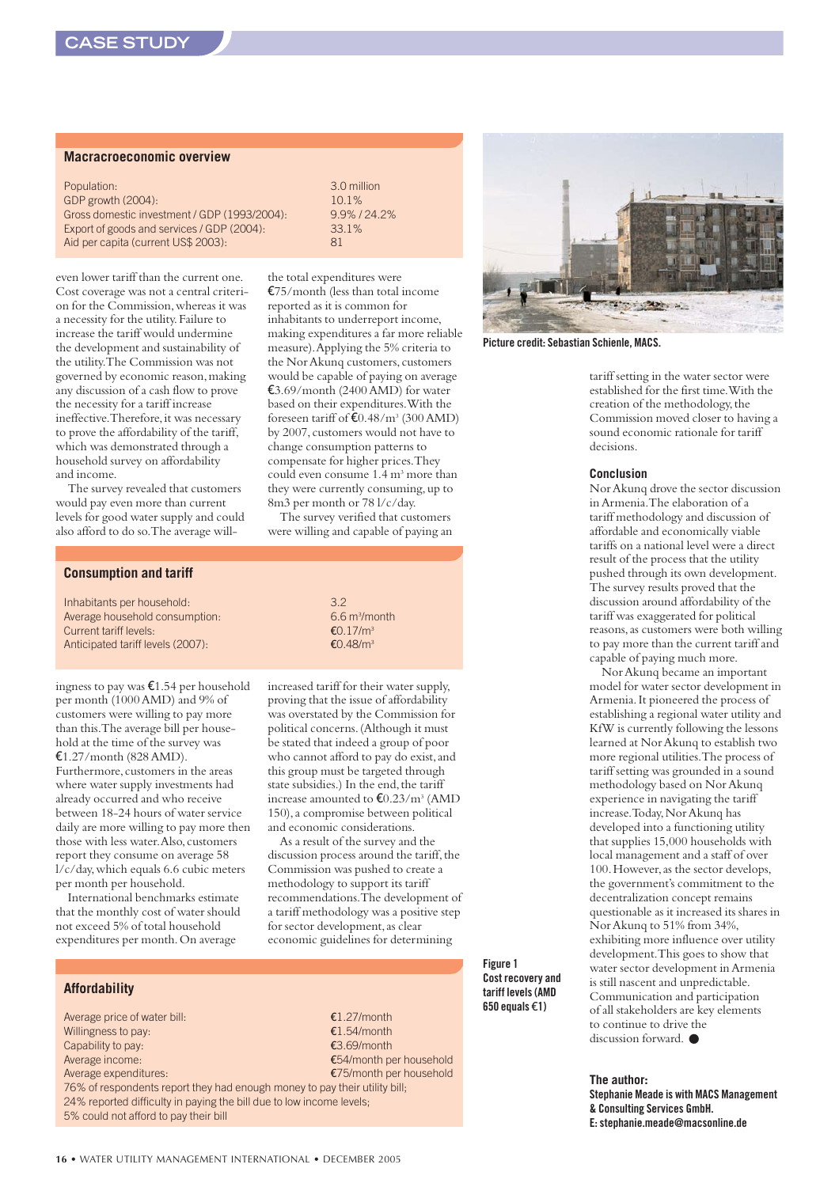## Macracroeconomic overview

| | |
|---|---|
| Population: | 3.0 million |
| GDP growth (2004): | 10.1% |
| Gross domestic investment / GDP (1993/2004): | 9.9% / 24.2% |
| Export of goods and services / GDP (2004): | 33.1% |
| Aid per capita (current US$ 2003): | 81 |

even lower tariff than the current one. Cost coverage was not a central criterion for the Commission, whereas it was a necessity for the utility. Failure to increase the tariff would undermine the development and sustainability of the utility. The Commission was not governed by economic reason, making any discussion of a cash flow to prove the necessity for a tariff increase ineffective. Therefore, it was necessary to prove the affordability of the tariff, which was demonstrated through a household survey on affordability and income.

The survey revealed that customers would pay even more than current levels for good water supply and could also afford to do so. The average willingness to pay was €1.54 per household per month (1000 AMD) and 9% of customers were willing to pay more than this. The average bill per household at the time of the survey was €1.27/month (828 AMD). Furthermore, customers in the areas where water supply investments had already occurred and who receive between 18-24 hours of water service daily are more willing to pay more then those with less water. Also, customers report they consume on average 58 l/c/day, which equals 6.6 cubic meters per month per household.

International benchmarks estimate that the monthly cost of water should not exceed 5% of total household expenditures per month. On average the total expenditures were €75/month (less than total income reported as it is common for inhabitants to underreport income, making expenditures a far more reliable measure). Applying the 5% criteria to the Nor Akunq customers, customers would be capable of paying on average €3.69/month (2400 AMD) for water based on their expenditures. With the foreseen tariff of €0.48/m³ (300 AMD) by 2007, customers would not have to change consumption patterns to compensate for higher prices. They could even consume 1.4 m³ more than they were currently consuming, up to 8m3 per month or 78 l/c/day.

The survey verified that customers were willing and capable of paying an increased tariff for their water supply, proving that the issue of affordability was overstated by the Commission for political concerns. (Although it must be stated that indeed a group of poor who cannot afford to pay do exist, and this group must be targeted through state subsidies.) In the end, the tariff increase amounted to €0.23/m³ (AMD 150), a compromise between political and economic considerations.

As a result of the survey and the discussion process around the tariff, the Commission was pushed to create a methodology to support its tariff recommendations. The development of a tariff methodology was a positive step for sector development, as clear economic guidelines for determining tariff setting in the water sector were established for the first time. With the creation of the methodology, the Commission moved closer to having a sound economic rationale for tariff decisions.

## Consumption and tariff

| | |
|---|---|
| Inhabitants per household: | 3.2 |
| Average household consumption: | 6.6 m³/month |
| Current tariff levels: | €0.17/m³ |
| Anticipated tariff levels (2007): | €0.48/m³ |

Picture credit: Sebastian Schienle, MACS.

### Conclusion

Nor Akunq drove the sector discussion in Armenia. The elaboration of a tariff methodology and discussion of affordable and economically viable tariffs on a national level were a direct result of the process that the utility pushed through its own development. The survey results proved that the discussion around affordability of the tariff was exaggerated for political reasons, as customers were both willing to pay more than the current tariff and capable of paying much more.

Nor Akunq became an important model for water sector development in Armenia. It pioneered the process of establishing a regional water utility and KfW is currently following the lessons learned at Nor Akunq to establish two more regional utilities. The process of tariff setting was grounded in a sound methodology based on Nor Akunq experience in navigating the tariff increase. Today, Nor Akunq has developed into a functioning utility that supplies 15,000 households with local management and a staff of over 100. However, as the sector develops, the government's commitment to the decentralization concept remains questionable as it increased its shares in Nor Akunq to 51% from 34%, exhibiting more influence over utility development. This goes to show that water sector development in Armenia is still nascent and unpredictable. Communication and participation of all stakeholders are key elements to continue to drive the discussion forward. ●

## Affordability

| | |
|---|---|
| Average price of water bill: | €1.27/month |
| Willingness to pay: | €1.54/month |
| Capability to pay: | €3.69/month |
| Average income: | €54/month per household |
| Average expenditures: | €75/month per household |

76% of respondents report they had enough money to pay their utility bill;
24% reported difficulty in paying the bill due to low income levels;
5% could not afford to pay their bill

**Figure 1 Cost recovery and tariff levels (AMD 650 equals €1)**

### The author:

**Stephanie Meade is with MACS Management & Consulting Services GmbH.**
**E: stephanie.meade@macsonline.de**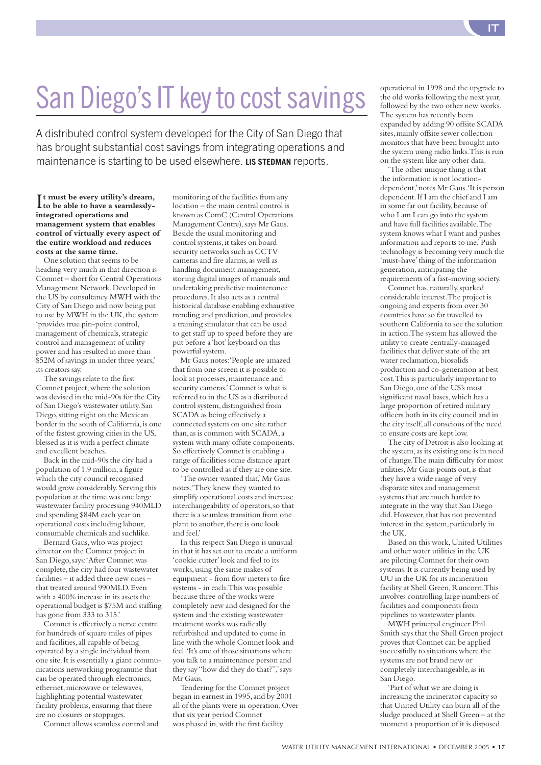# San Diego's IT key to cost savings

A distributed control system developed for the City of San Diego that has brought substantial cost savings from integrating operations and maintenance is starting to be used elsewhere. **LIS STEDMAN** reports.

**It must be every utility's dream, to be able to have a seamlessly-integrated operations and management system that enables control of virtually every aspect of the entire workload and reduces costs at the same time.**

One solution that seems to be heading very much in that direction is Comnet – short for Central Operations Management Network. Developed in the US by consultancy MWH with the City of San Diego and now being put to use by MWH in the UK, the system 'provides true pin-point control, management of chemicals, strategic control and management of utility power and has resulted in more than $52M of savings in under three years,' its creators say.

The savings relate to the first Comnet project, where the solution was devised in the mid-90s for the City of San Diego's wastewater utility. San Diego, sitting right on the Mexican border in the south of California, is one of the fastest growing cities in the US, blessed as it is with a perfect climate and excellent beaches.

Back in the mid-90s the city had a population of 1.9 million, a figure which the city council recognised would grow considerably. Serving this population at the time was one large wastewater facility processing 940MLD and spending $84M each year on operational costs including labour, consumable chemicals and suchlike.

Bernard Gaus, who was project director on the Comnet project in San Diego, says: 'After Comnet was complete, the city had four wastewater facilities – it added three new ones – that treated around 990MLD. Even with a 400% increase in its assets the operational budget is $75M and staffing has gone from 333 to 315.'

Comnet is effectively a nerve centre for hundreds of square miles of pipes and facilities, all capable of being operated by a single individual from one site. It is essentially a giant communications networking programme that can be operated through electronics, ethernet, microwave or telewaves, highlighting potential wastewater facility problems, ensuring that there are no closures or stoppages.

Comnet allows seamless control and monitoring of the facilities from any location – the main central control is known as ComC (Central Operations Management Centre), says Mr Gaus. Beside the usual monitoring and control systems, it takes on board security networks such as CCTV cameras and fire alarms, as well as handling document management, storing digital images of manuals and undertaking predictive maintenance procedures. It also acts as a central historical database enabling exhaustive trending and prediction, and provides a training simulator that can be used to get staff up to speed before they are put before a 'hot' keyboard on this powerful system.

Mr Gaus notes: 'People are amazed that from one screen it is possible to look at processes, maintenance and security cameras.' Comnet is what is referred to in the US as a distributed control system, distinguished from SCADA as being effectively a connected system on one site rather than, as is common with SCADA, a system with many offsite components. So effectively Comnet is enabling a range of facilities some distance apart to be controlled as if they are one site.

'The owner wanted that,' Mr Gaus notes. 'They knew they wanted to simplify operational costs and increase interchangeability of operators, so that there is a seamless transition from one plant to another, there is one look and feel.'

In this respect San Diego is unusual in that it has set out to create a uniform 'cookie cutter' look and feel to its works, using the same makes of equipment - from flow meters to fire systems - in each. This was possible because three of the works were completely new and designed for the system and the existing wastewater treatment works was radically refurbished and updated to come in line with the whole Comnet look and feel. 'It's one of those situations where you talk to a maintenance person and they say "how did they do that?",' says Mr Gaus.

Tendering for the Comnet project began in earnest in 1995, and by 2001 all of the plants were in operation. Over that six year period Comnet was phased in, with the first facility operational in 1998 and the upgrade to the old works following the next year, followed by the two other new works. The system has recently been expanded by adding 90 offsite SCADA sites, mainly offsite sewer collection monitors that have been brought into the system using radio links. This is run on the system like any other data.

'The other unique thing is that the information is not location-dependent,' notes Mr Gaus. 'It is person dependent. If I am the chief and I am in some far out facility, because of who I am I can go into the system and have full facilities available. The system knows what I want and pushes information and reports to me.' Push technology is becoming very much the 'must-have' thing of the information generation, anticipating the requirements of a fast-moving society.

Comnet has, naturally, sparked considerable interest. The project is ongoing and experts from over 30 countries have so far travelled to southern California to see the solution in action. The system has allowed the utility to create centrally-managed facilities that deliver state of the art water reclamation, biosolids production and co-generation at best cost. This is particularly important to San Diego, one of the US's most significant naval bases, which has a large proportion of retired military officers both in its city council and in the city itself, all conscious of the need to ensure costs are kept low.

The city of Detroit is also looking at the system, as its existing one is in need of change. The main difficulty for most utilities, Mr Gaus points out, is that they have a wide range of very disparate sites and management systems that are much harder to integrate in the way that San Diego did. However, that has not prevented interest in the system, particularly in the UK.

Based on this work, United Utilities and other water utilities in the UK are piloting Comnet for their own systems. It is currently being used by UU in the UK for its incineration facility at Shell Green, Runcorn. This involves controlling large numbers of facilities and components from pipelines to wastewater plants.

MWH principal engineer Phil Smith says that the Shell Green project proves that Comnet can be applied successfully to situations where the systems are not brand new or completely interchangeable, as in San Diego.

'Part of what we are doing is increasing the incinerator capacity so that United Utility can burn all of the sludge produced at Shell Green – at the moment a proportion of it is disposed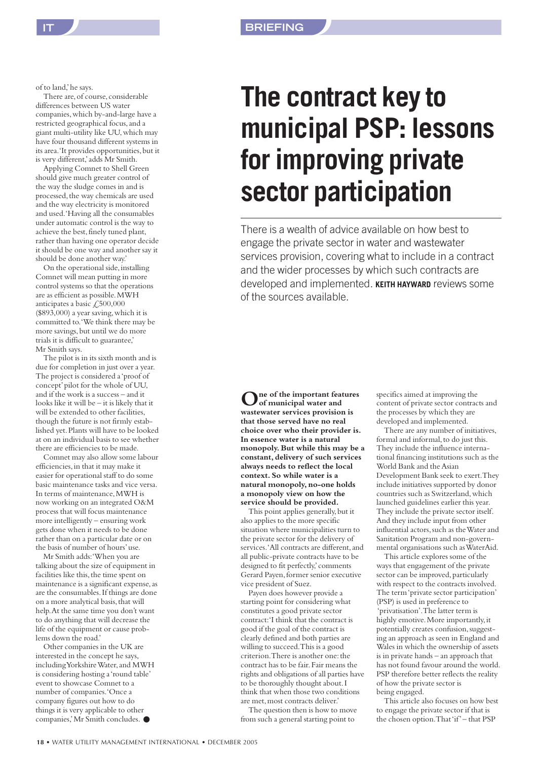of to land,' he says.

There are, of course, considerable differences between US water companies, which by-and-large have a restricted geographical focus, and a giant multi-utility like UU, which may have four thousand different systems in its area. 'It provides opportunities, but it is very different,' adds Mr Smith.

Applying Comnet to Shell Green should give much greater control of the way the sludge comes in and is processed, the way chemicals are used and the way electricity is monitored and used. 'Having all the consumables under automatic control is the way to achieve the best, finely tuned plant, rather than having one operator decide it should be one way and another say it should be done another way.'

On the operational side, installing Comnet will mean putting in more control systems so that the operations are as efficient as possible. MWH anticipates a basic £500,000 ($893,000) a year saving, which it is committed to. 'We think there may be more savings, but until we do more trials it is difficult to guarantee,' Mr Smith says.

The pilot is in its sixth month and is due for completion in just over a year. The project is considered a 'proof of concept' pilot for the whole of UU, and if the work is a success – and it looks like it will be – it is likely that it will be extended to other facilities, though the future is not firmly established yet. Plants will have to be looked at on an individual basis to see whether there are efficiencies to be made.

Comnet may also allow some labour efficiencies, in that it may make it easier for operational staff to do some basic maintenance tasks and vice versa. In terms of maintenance, MWH is now working on an integrated O&M process that will focus maintenance more intelligently – ensuring work gets done when it needs to be done rather than on a particular date or on the basis of number of hours' use.

Mr Smith adds: 'When you are talking about the size of equipment in facilities like this, the time spent on maintenance is a significant expense, as are the consumables. If things are done on a more analytical basis, that will help. At the same time you don't want to do anything that will decrease the life of the equipment or cause problems down the road.'

Other companies in the UK are interested in the concept he says, including Yorkshire Water, and MWH is considering hosting a 'round table' event to showcase Comnet to a number of companies. 'Once a company figures out how to do things it is very applicable to other companies,' Mr Smith concludes. ●

# The contract key to municipal PSP: lessons for improving private sector participation

There is a wealth of advice available on how best to engage the private sector in water and wastewater services provision, covering what to include in a contract and the wider processes by which such contracts are developed and implemented. **KEITH HAYWARD** reviews some of the sources available.

**One of the important features of municipal water and wastewater services provision is that those served have no real choice over who their provider is. In essence water is a natural monopoly. But while this may be a constant, delivery of such services always needs to reflect the local context. So while water is a natural monopoly, no-one holds a monopoly view on how the service should be provided.**

This point applies generally, but it also applies to the more specific situation where municipalities turn to the private sector for the delivery of services. 'All contracts are different, and all public-private contracts have to be designed to fit perfectly,' comments Gerard Payen, former senior executive vice president of Suez.

Payen does however provide a starting point for considering what constitutes a good private sector contract: 'I think that the contract is good if the goal of the contract is clearly defined and both parties are willing to succeed. This is a good criterion. There is another one: the contract has to be fair. Fair means the rights and obligations of all parties have to be thoroughly thought about. I think that when those two conditions are met, most contracts deliver.'

The question then is how to move from such a general starting point to specifics aimed at improving the content of private sector contracts and the processes by which they are developed and implemented.

There are any number of initiatives, formal and informal, to do just this. They include the influence international financing institutions such as the World Bank and the Asian Development Bank seek to exert. They include initiatives supported by donor countries such as Switzerland, which launched guidelines earlier this year. They include the private sector itself. And they include input from other influential actors, such as the Water and Sanitation Program and non-governmental organisations such as WaterAid.

This article explores some of the ways that engagement of the private sector can be improved, particularly with respect to the contracts involved. The term 'private sector participation' (PSP) is used in preference to 'privatisation'. The latter term is highly emotive. More importantly, it potentially creates confusion, suggesting an approach as seen in England and Wales in which the ownership of assets is in private hands – an approach that has not found favour around the world. PSP therefore better reflects the reality of how the private sector is being engaged.

This article also focuses on how best to engage the private sector if that is the chosen option. That 'if' – that PSP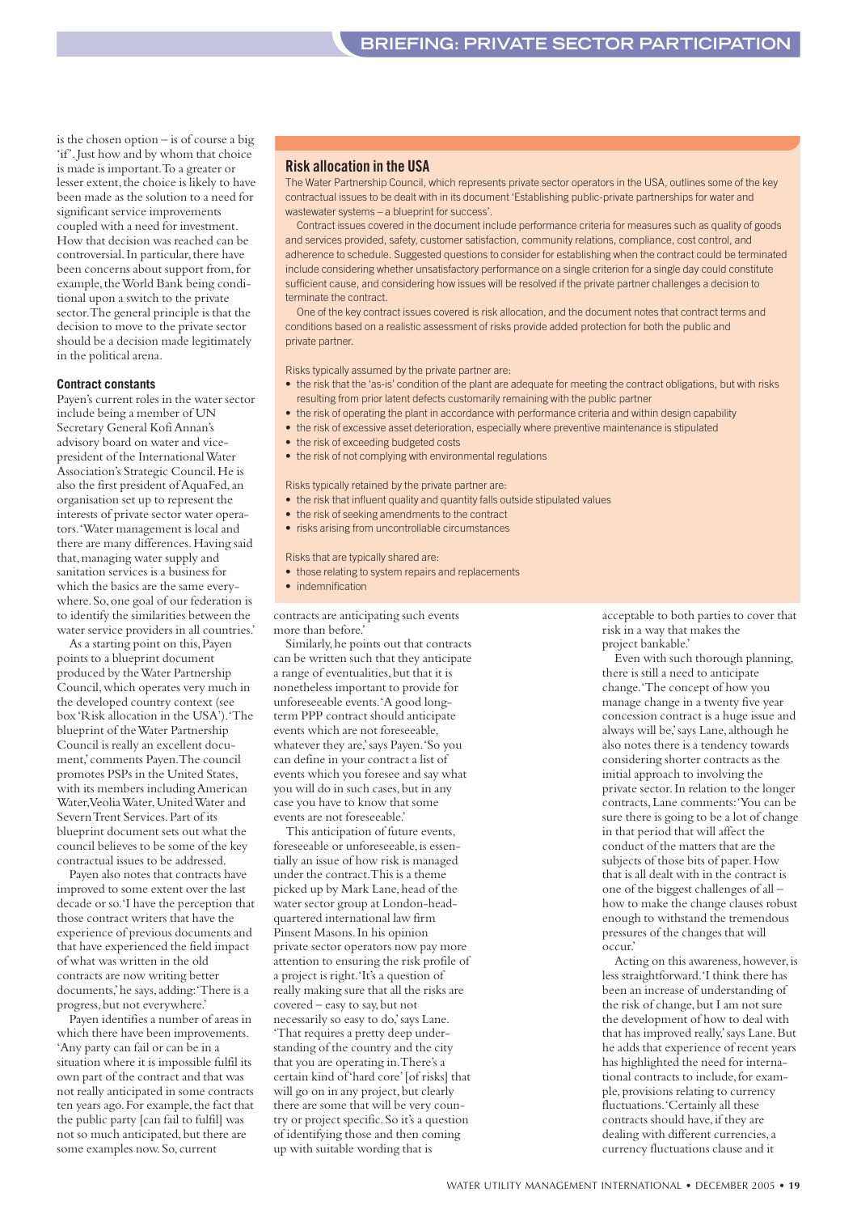is the chosen option – is of course a big 'if'. Just how and by whom that choice is made is important. To a greater or lesser extent, the choice is likely to have been made as the solution to a need for significant service improvements coupled with a need for investment. How that decision was reached can be controversial. In particular, there have been concerns about support from, for example, the World Bank being conditional upon a switch to the private sector. The general principle is that the decision to move to the private sector should be a decision made legitimately in the political arena.

### Contract constants

Payen's current roles in the water sector include being a member of UN Secretary General Kofi Annan's advisory board on water and vice-president of the International Water Association's Strategic Council. He is also the first president of AquaFed, an organisation set up to represent the interests of private sector water operators. 'Water management is local and there are many differences. Having said that, managing water supply and sanitation services is a business for which the basics are the same everywhere. So, one goal of our federation is to identify the similarities between the water service providers in all countries.'

As a starting point on this, Payen points to a blueprint document produced by the Water Partnership Council, which operates very much in the developed country context (see box 'Risk allocation in the USA'). 'The blueprint of the Water Partnership Council is really an excellent document,' comments Payen. The council promotes PSPs in the United States, with its members including American Water, Veolia Water, United Water and Severn Trent Services. Part of its blueprint document sets out what the council believes to be some of the key contractual issues to be addressed.

Payen also notes that contracts have improved to some extent over the last decade or so. 'I have the perception that those contract writers that have the experience of previous documents and that have experienced the field impact of what was written in the old contracts are now writing better documents,' he says, adding: 'There is a progress, but not everywhere.'

Payen identifies a number of areas in which there have been improvements. 'Any party can fail or can be in a situation where it is impossible fulfil its own part of the contract and that was not really anticipated in some contracts ten years ago. For example, the fact that the public party [can fail to fulfil] was not so much anticipated, but there are some examples now. So, current contracts are anticipating such events more than before.'

Similarly, he points out that contracts can be written such that they anticipate a range of eventualities, but that it is nonetheless important to provide for unforeseeable events. 'A good long-term PPP contract should anticipate events which are not foreseeable, whatever they are,' says Payen. 'So you can define in your contract a list of events which you foresee and say what you will do in such cases, but in any case you have to know that some events are not foreseeable.'

This anticipation of future events, foreseeable or unforeseeable, is essentially an issue of how risk is managed under the contract. This is a theme picked up by Mark Lane, head of the water sector group at London-headquartered international law firm Pinsent Masons. In his opinion private sector operators now pay more attention to ensuring the risk profile of a project is right. 'It's a question of really making sure that all the risks are covered – easy to say, but not necessarily so easy to do,' says Lane. 'That requires a pretty deep understanding of the country and the city that you are operating in. There's a certain kind of 'hard core' [of risks] that will go on in any project, but clearly there are some that will be very country or project specific. So it's a question of identifying those and then coming up with suitable wording that is acceptable to both parties to cover that risk in a way that makes the project bankable.'

Even with such thorough planning, there is still a need to anticipate change. 'The concept of how you manage change in a twenty five year concession contract is a huge issue and always will be,' says Lane, although he also notes there is a tendency towards considering shorter contracts as the initial approach to involving the private sector. In relation to the longer contracts, Lane comments: 'You can be sure there is going to be a lot of change in that period that will affect the conduct of the matters that are the subjects of those bits of paper. How that is all dealt with in the contract is one of the biggest challenges of all – how to make the change clauses robust enough to withstand the tremendous pressures of the changes that will occur.'

Acting on this awareness, however, is less straightforward. 'I think there has been an increase of understanding of the risk of change, but I am not sure the development of how to deal with that has improved really,' says Lane. But he adds that experience of recent years has highlighted the need for international contracts to include, for example, provisions relating to currency fluctuations. 'Certainly all these contracts should have, if they are dealing with different currencies, a currency fluctuations clause and it

### Risk allocation in the USA

The Water Partnership Council, which represents private sector operators in the USA, outlines some of the key contractual issues to be dealt with in its document 'Establishing public-private partnerships for water and wastewater systems – a blueprint for success'.

Contract issues covered in the document include performance criteria for measures such as quality of goods and services provided, safety, customer satisfaction, community relations, compliance, cost control, and adherence to schedule. Suggested questions to consider for establishing when the contract could be terminated include considering whether unsatisfactory performance on a single criterion for a single day could constitute sufficient cause, and considering how issues will be resolved if the private partner challenges a decision to terminate the contract.

One of the key contract issues covered is risk allocation, and the document notes that contract terms and conditions based on a realistic assessment of risks provide added protection for both the public and private partner.

Risks typically assumed by the private partner are:

- the risk that the 'as-is' condition of the plant are adequate for meeting the contract obligations, but with risks resulting from prior latent defects customarily remaining with the public partner
- the risk of operating the plant in accordance with performance criteria and within design capability
- the risk of excessive asset deterioration, especially where preventive maintenance is stipulated
- the risk of exceeding budgeted costs
- the risk of not complying with environmental regulations

Risks typically retained by the private partner are:

- the risk that influent quality and quantity falls outside stipulated values
- the risk of seeking amendments to the contract
- risks arising from uncontrollable circumstances

Risks that are typically shared are:

- those relating to system repairs and replacements
- indemnification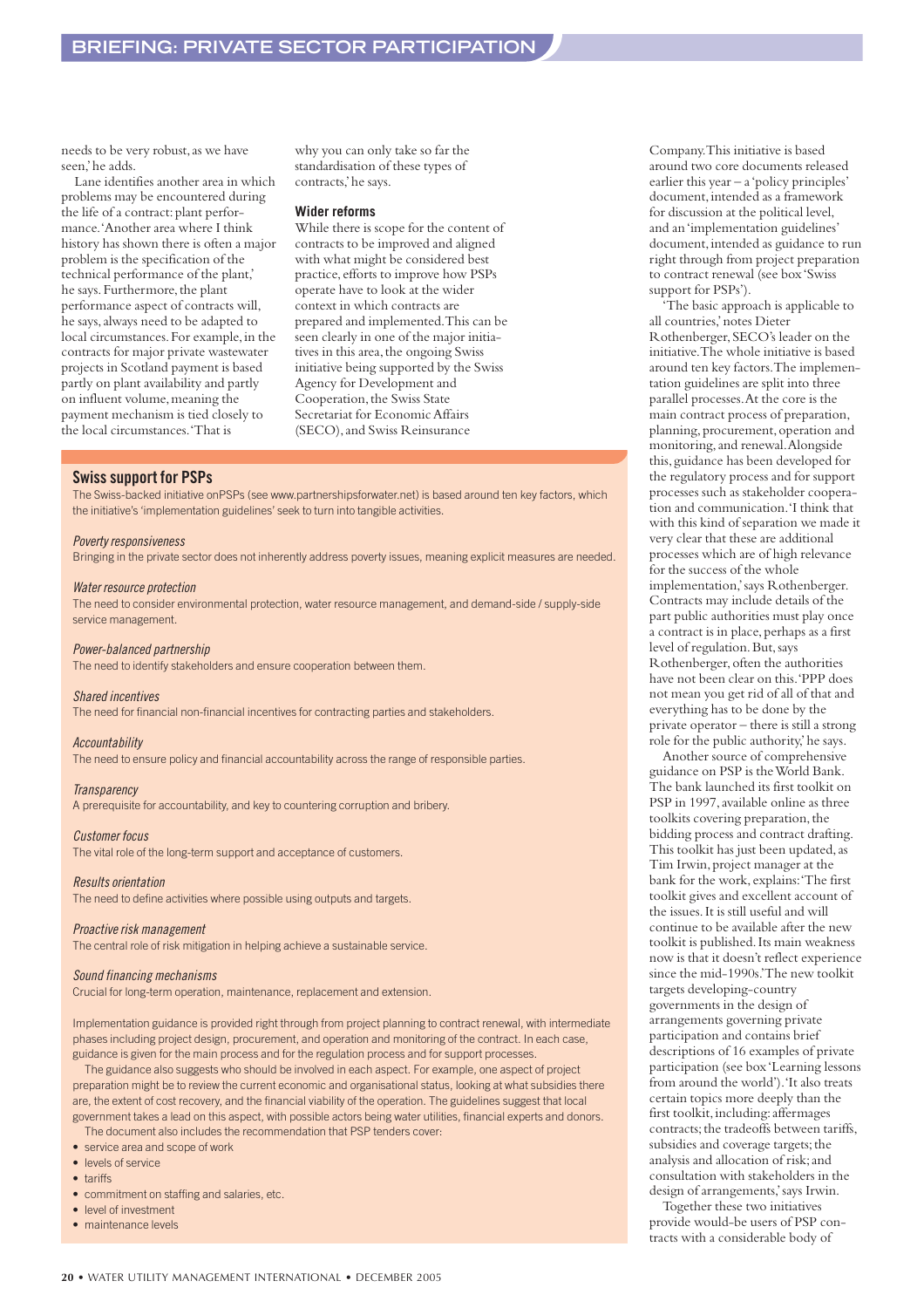needs to be very robust, as we have seen,' he adds.

Lane identifies another area in which problems may be encountered during the life of a contract: plant performance. 'Another area where I think history has shown there is often a major problem is the specification of the technical performance of the plant,' he says. Furthermore, the plant performance aspect of contracts will, he says, always need to be adapted to local circumstances. For example, in the contracts for major private wastewater projects in Scotland payment is based partly on plant availability and partly on influent volume, meaning the payment mechanism is tied closely to the local circumstances. 'That is why you can only take so far the standardisation of these types of contracts,' he says.

### Wider reforms

While there is scope for the content of contracts to be improved and aligned with what might be considered best practice, efforts to improve how PSPs operate have to look at the wider context in which contracts are prepared and implemented. This can be seen clearly in one of the major initiatives in this area, the ongoing Swiss initiative being supported by the Swiss Agency for Development and Cooperation, the Swiss State Secretariat for Economic Affairs (SECO), and Swiss Reinsurance Company. This initiative is based around two core documents released earlier this year – a 'policy principles' document, intended as a framework for discussion at the political level, and an 'implementation guidelines' document, intended as guidance to run right through from project preparation to contract renewal (see box 'Swiss support for PSPs').

'The basic approach is applicable to all countries,' notes Dieter Rothenberger, SECO's leader on the initiative. The whole initiative is based around ten key factors. The implementation guidelines are split into three parallel processes. At the core is the main contract process of preparation, planning, procurement, operation and monitoring, and renewal. Alongside this, guidance has been developed for the regulatory process and for support processes such as stakeholder cooperation and communication. 'I think that with this kind of separation we made it very clear that these are additional processes which are of high relevance for the success of the whole implementation,' says Rothenberger. Contracts may include details of the part public authorities must play once a contract is in place, perhaps as a first level of regulation. But, says Rothenberger, often the authorities have not been clear on this. 'PPP does not mean you get rid of all of that and everything has to be done by the private operator – there is still a strong role for the public authority,' he says.

Another source of comprehensive guidance on PSP is the World Bank. The bank launched its first toolkit on PSP in 1997, available online as three toolkits covering preparation, the bidding process and contract drafting. This toolkit has just been updated, as Tim Irwin, project manager at the bank for the work, explains: 'The first toolkit gives and excellent account of the issues. It is still useful and will continue to be available after the new toolkit is published. Its main weakness now is that it doesn't reflect experience since the mid-1990s.' The new toolkit targets developing-country governments in the design of arrangements governing private participation and contains brief descriptions of 16 examples of private participation (see box 'Learning lessons from around the world'). 'It also treats certain topics more deeply than the first toolkit, including: affermages contracts; the tradeoffs between tariffs, subsidies and coverage targets; the analysis and allocation of risk; and consultation with stakeholders in the design of arrangements,' says Irwin.

Together these two initiatives provide would-be users of PSP contracts with a considerable body of

---

## Swiss support for PSPs

The Swiss-backed initiative onPSPs (see www.partnershipsforwater.net) is based around ten key factors, which the initiative's 'implementation guidelines' seek to turn into tangible activities.

*Poverty responsiveness*
Bringing in the private sector does not inherently address poverty issues, meaning explicit measures are needed.

*Water resource protection*
The need to consider environmental protection, water resource management, and demand-side / supply-side service management.

*Power-balanced partnership*
The need to identify stakeholders and ensure cooperation between them.

*Shared incentives*
The need for financial non-financial incentives for contracting parties and stakeholders.

*Accountability*
The need to ensure policy and financial accountability across the range of responsible parties.

*Transparency*
A prerequisite for accountability, and key to countering corruption and bribery.

*Customer focus*
The vital role of the long-term support and acceptance of customers.

*Results orientation*
The need to define activities where possible using outputs and targets.

*Proactive risk management*
The central role of risk mitigation in helping achieve a sustainable service.

*Sound financing mechanisms*
Crucial for long-term operation, maintenance, replacement and extension.

Implementation guidance is provided right through from project planning to contract renewal, with intermediate phases including project design, procurement, and operation and monitoring of the contract. In each case, guidance is given for the main process and for the regulation process and for support processes.

The guidance also suggests who should be involved in each aspect. For example, one aspect of project preparation might be to review the current economic and organisational status, looking at what subsidies there are, the extent of cost recovery, and the financial viability of the operation. The guidelines suggest that local government takes a lead on this aspect, with possible actors being water utilities, financial experts and donors.

The document also includes the recommendation that PSP tenders cover:

- service area and scope of work
- levels of service
- tariffs
- commitment on staffing and salaries, etc.
- level of investment
- maintenance levels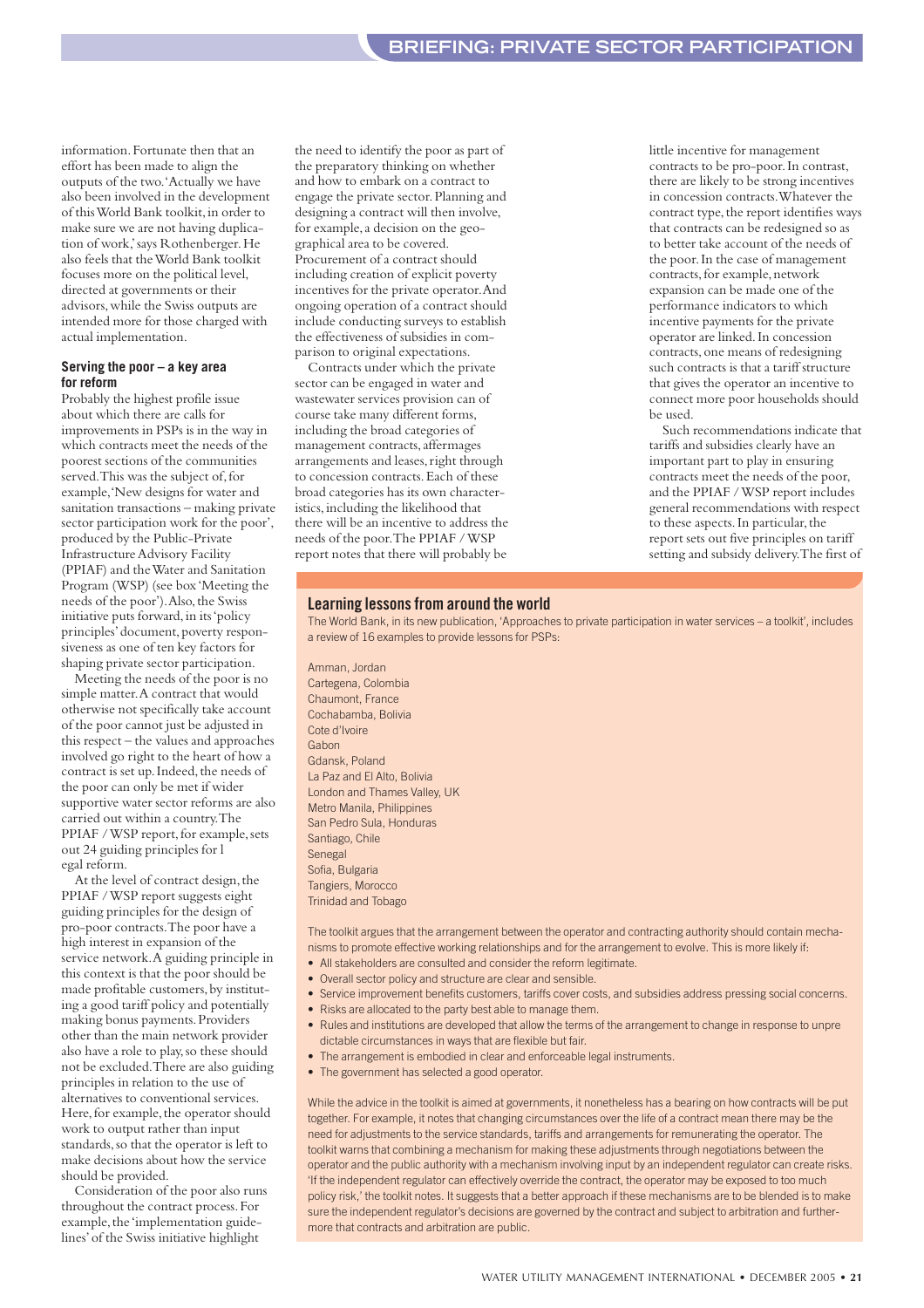information. Fortunate then that an effort has been made to align the outputs of the two. 'Actually we have also been involved in the development of this World Bank toolkit, in order to make sure we are not having duplication of work,' says Rothenberger. He also feels that the World Bank toolkit focuses more on the political level, directed at governments or their advisors, while the Swiss outputs are intended more for those charged with actual implementation.

### Serving the poor – a key area for reform

Probably the highest profile issue about which there are calls for improvements in PSPs is in the way in which contracts meet the needs of the poorest sections of the communities served. This was the subject of, for example, 'New designs for water and sanitation transactions – making private sector participation work for the poor', produced by the Public-Private Infrastructure Advisory Facility (PPIAF) and the Water and Sanitation Program (WSP) (see box 'Meeting the needs of the poor'). Also, the Swiss initiative puts forward, in its 'policy principles' document, poverty responsiveness as one of ten key factors for shaping private sector participation.

Meeting the needs of the poor is no simple matter. A contract that would otherwise not specifically take account of the poor cannot just be adjusted in this respect – the values and approaches involved go right to the heart of how a contract is set up. Indeed, the needs of the poor can only be met if wider supportive water sector reforms are also carried out within a country. The PPIAF / WSP report, for example, sets out 24 guiding principles for l egal reform.

At the level of contract design, the PPIAF / WSP report suggests eight guiding principles for the design of pro-poor contracts. The poor have a high interest in expansion of the service network. A guiding principle in this context is that the poor should be made profitable customers, by instituting a good tariff policy and potentially making bonus payments. Providers other than the main network provider also have a role to play, so these should not be excluded. There are also guiding principles in relation to the use of alternatives to conventional services. Here, for example, the operator should work to output rather than input standards, so that the operator is left to make decisions about how the service should be provided.

Consideration of the poor also runs throughout the contract process. For example, the 'implementation guidelines' of the Swiss initiative highlight the need to identify the poor as part of the preparatory thinking on whether and how to embark on a contract to engage the private sector. Planning and designing a contract will then involve, for example, a decision on the geographical area to be covered. Procurement of a contract should including creation of explicit poverty incentives for the private operator. And ongoing operation of a contract should include conducting surveys to establish the effectiveness of subsidies in comparison to original expectations.

Contracts under which the private sector can be engaged in water and wastewater services provision can of course take many different forms, including the broad categories of management contracts, affermages arrangements and leases, right through to concession contracts. Each of these broad categories has its own characteristics, including the likelihood that there will be an incentive to address the needs of the poor. The PPIAF / WSP report notes that there will probably be little incentive for management contracts to be pro-poor. In contrast, there are likely to be strong incentives in concession contracts. Whatever the contract type, the report identifies ways that contracts can be redesigned so as to better take account of the needs of the poor. In the case of management contracts, for example, network expansion can be made one of the performance indicators to which incentive payments for the private operator are linked. In concession contracts, one means of redesigning such contracts is a tariff structure that gives the operator an incentive to connect more poor households should be used.

Such recommendations indicate that tariffs and subsidies clearly have an important part to play in ensuring contracts meet the needs of the poor, and the PPIAF / WSP report includes general recommendations with respect to these aspects. In particular, the report sets out five principles on tariff setting and subsidy delivery. The first of

### Learning lessons from around the world

The World Bank, in its new publication, 'Approaches to private participation in water services – a toolkit', includes a review of 16 examples to provide lessons for PSPs:

Amman, Jordan
Cartegena, Colombia
Chaumont, France
Cochabamba, Bolivia
Cote d'Ivoire
Gabon
Gdansk, Poland
La Paz and El Alto, Bolivia
London and Thames Valley, UK
Metro Manila, Philippines
San Pedro Sula, Honduras
Santiago, Chile
Senegal
Sofia, Bulgaria
Tangiers, Morocco
Trinidad and Tobago

The toolkit argues that the arrangement between the operator and contracting authority should contain mechanisms to promote effective working relationships and for the arrangement to evolve. This is more likely if:

- All stakeholders are consulted and consider the reform legitimate.
- Overall sector policy and structure are clear and sensible.
- Service improvement benefits customers, tariffs cover costs, and subsidies address pressing social concerns.
- Risks are allocated to the party best able to manage them.
- Rules and institutions are developed that allow the terms of the arrangement to change in response to unpredictable circumstances in ways that are flexible but fair.
- The arrangement is embodied in clear and enforceable legal instruments.
- The government has selected a good operator.

While the advice in the toolkit is aimed at governments, it nonetheless has a bearing on how contracts will be put together. For example, it notes that changing circumstances over the life of a contract mean there may be the need for adjustments to the service standards, tariffs and arrangements for remunerating the operator. The toolkit warns that combining a mechanism for making these adjustments through negotiations between the operator and the public authority with a mechanism involving input by an independent regulator can create risks. 'If the independent regulator can effectively override the contract, the operator may be exposed to too much policy risk,' the toolkit notes. It suggests that a better approach if these mechanisms are to be blended is to make sure the independent regulator's decisions are governed by the contract and subject to arbitration and furthermore that contracts and arbitration are public.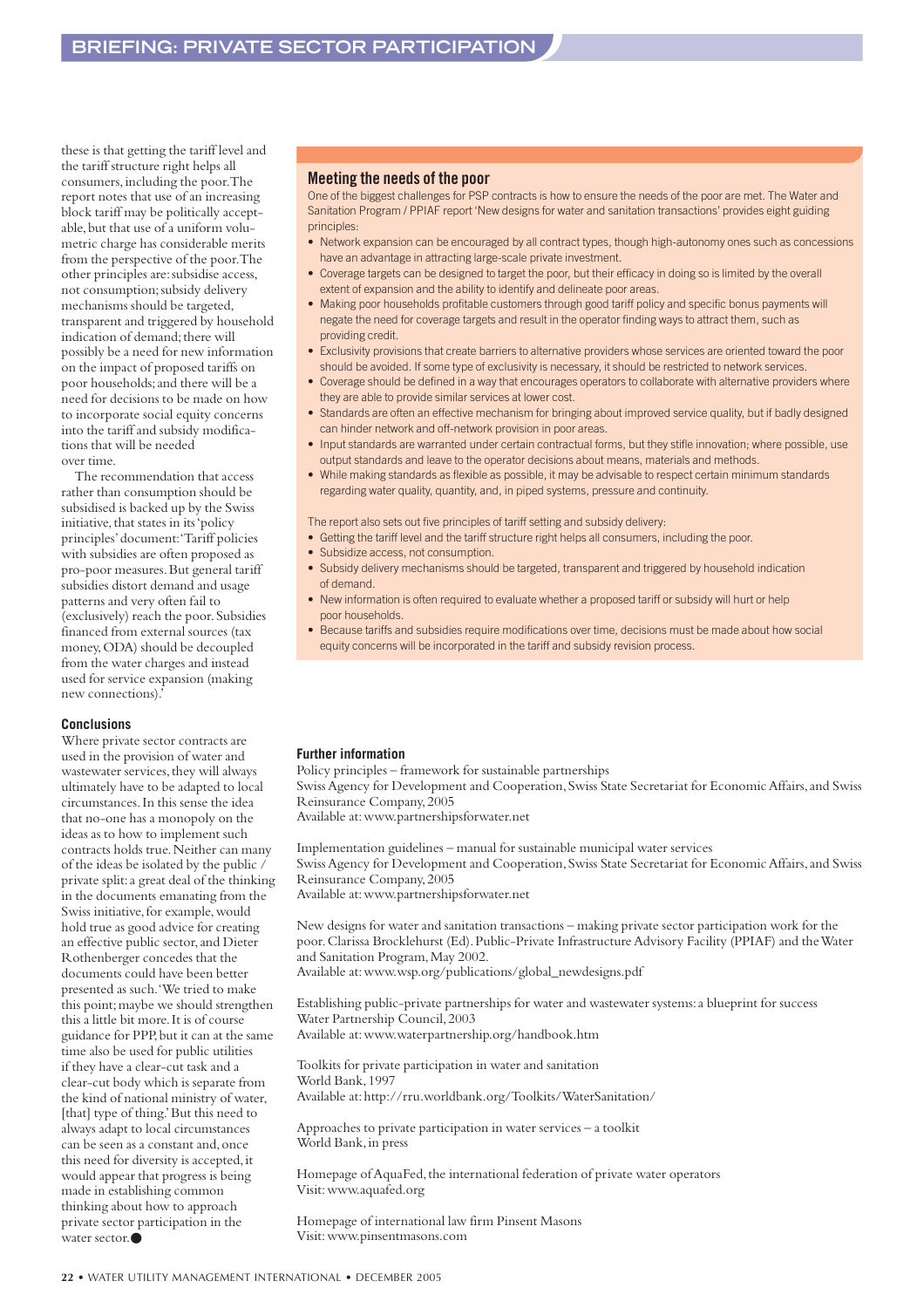these is that getting the tariff level and the tariff structure right helps all consumers, including the poor. The report notes that use of an increasing block tariff may be politically acceptable, but that use of a uniform volumetric charge has considerable merits from the perspective of the poor. The other principles are: subsidise access, not consumption; subsidy delivery mechanisms should be targeted, transparent and triggered by household indication of demand; there will possibly be a need for new information on the impact of proposed tariffs on poor households; and there will be a need for decisions to be made on how to incorporate social equity concerns into the tariff and subsidy modifications that will be needed over time.

The recommendation that access rather than consumption should be subsidised is backed up by the Swiss initiative, that states in its 'policy principles' document: 'Tariff policies with subsidies are often proposed as pro-poor measures. But general tariff subsidies distort demand and usage patterns and very often fail to (exclusively) reach the poor. Subsidies financed from external sources (tax money, ODA) should be decoupled from the water charges and instead used for service expansion (making new connections).'

## Conclusions

Where private sector contracts are used in the provision of water and wastewater services, they will always ultimately have to be adapted to local circumstances. In this sense the idea that no-one has a monopoly on the ideas as to how to implement such contracts holds true. Neither can many of the ideas be isolated by the public / private split: a great deal of the thinking in the documents emanating from the Swiss initiative, for example, would hold true as good advice for creating an effective public sector, and Dieter Rothenberger concedes that the documents could have been better presented as such. 'We tried to make this point; maybe we should strengthen this a little bit more. It is of course guidance for PPP, but it can at the same time also be used for public utilities if they have a clear-cut task and a clear-cut body which is separate from the kind of national ministry of water, [that] type of thing.' But this need to always adapt to local circumstances can be seen as a constant and, once this need for diversity is accepted, it would appear that progress is being made in establishing common thinking about how to approach private sector participation in the water sector.

## Meeting the needs of the poor

One of the biggest challenges for PSP contracts is how to ensure the needs of the poor are met. The Water and Sanitation Program / PPIAF report 'New designs for water and sanitation transactions' provides eight guiding principles:

- Network expansion can be encouraged by all contract types, though high-autonomy ones such as concessions have an advantage in attracting large-scale private investment.
- Coverage targets can be designed to target the poor, but their efficacy in doing so is limited by the overall extent of expansion and the ability to identify and delineate poor areas.
- Making poor households profitable customers through good tariff policy and specific bonus payments will negate the need for coverage targets and result in the operator finding ways to attract them, such as providing credit.
- Exclusivity provisions that create barriers to alternative providers whose services are oriented toward the poor should be avoided. If some type of exclusivity is necessary, it should be restricted to network services.
- Coverage should be defined in a way that encourages operators to collaborate with alternative providers where they are able to provide similar services at lower cost.
- Standards are often an effective mechanism for bringing about improved service quality, but if badly designed can hinder network and off-network provision in poor areas.
- Input standards are warranted under certain contractual forms, but they stifle innovation; where possible, use output standards and leave to the operator decisions about means, materials and methods.
- While making standards as flexible as possible, it may be advisable to respect certain minimum standards regarding water quality, quantity, and, in piped systems, pressure and continuity.

The report also sets out five principles of tariff setting and subsidy delivery:

- Getting the tariff level and the tariff structure right helps all consumers, including the poor.
- Subsidize access, not consumption.
- Subsidy delivery mechanisms should be targeted, transparent and triggered by household indication of demand.
- New information is often required to evaluate whether a proposed tariff or subsidy will hurt or help poor households.
- Because tariffs and subsidies require modifications over time, decisions must be made about how social equity concerns will be incorporated in the tariff and subsidy revision process.

## Further information

Policy principles – framework for sustainable partnerships
Swiss Agency for Development and Cooperation, Swiss State Secretariat for Economic Affairs, and Swiss Reinsurance Company, 2005
Available at: www.partnershipsforwater.net

Implementation guidelines – manual for sustainable municipal water services
Swiss Agency for Development and Cooperation, Swiss State Secretariat for Economic Affairs, and Swiss Reinsurance Company, 2005
Available at: www.partnershipsforwater.net

New designs for water and sanitation transactions – making private sector participation work for the poor. Clarissa Brocklehurst (Ed). Public-Private Infrastructure Advisory Facility (PPIAF) and the Water and Sanitation Program, May 2002.
Available at: www.wsp.org/publications/global_newdesigns.pdf

Establishing public-private partnerships for water and wastewater systems: a blueprint for success
Water Partnership Council, 2003
Available at: www.waterpartnership.org/handbook.htm

Toolkits for private participation in water and sanitation
World Bank, 1997
Available at: http://rru.worldbank.org/Toolkits/WaterSanitation/

Approaches to private participation in water services – a toolkit
World Bank, in press

Homepage of AquaFed, the international federation of private water operators
Visit: www.aquafed.org

Homepage of international law firm Pinsent Masons
Visit: www.pinsentmasons.com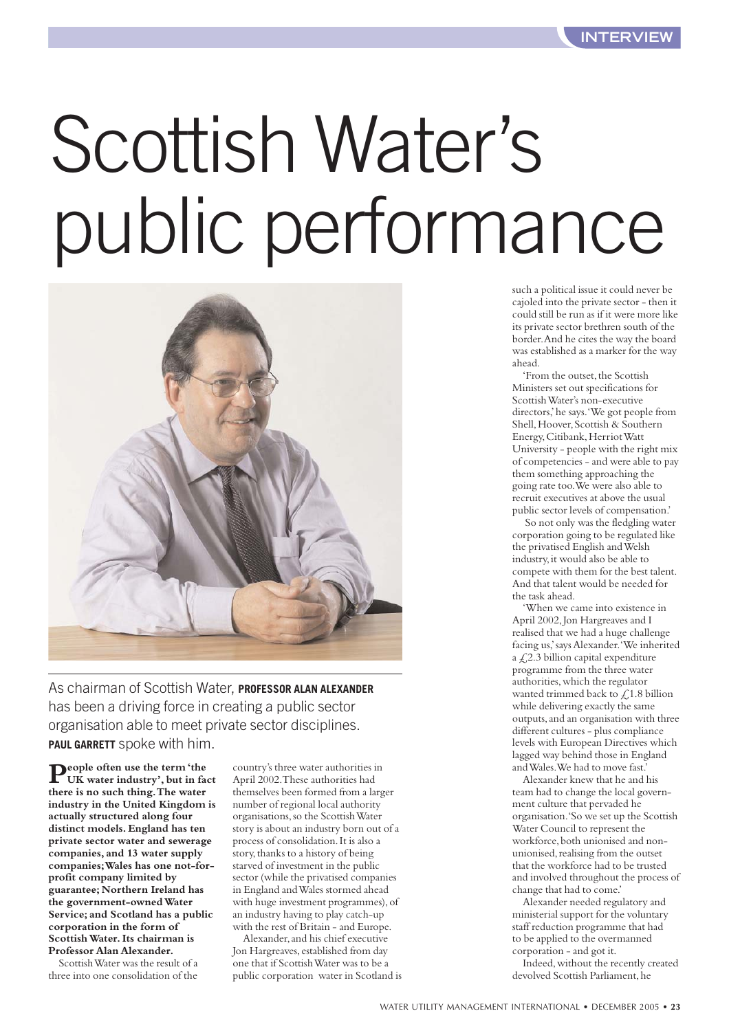# Scottish Water's public performance

As chairman of Scottish Water, **PROFESSOR ALAN ALEXANDER** has been a driving force in creating a public sector organisation able to meet private sector disciplines. **PAUL GARRETT** spoke with him.

**People often use the term 'the UK water industry', but in fact there is no such thing. The water industry in the United Kingdom is actually structured along four distinct models. England has ten private sector water and sewerage companies, and 13 water supply companies; Wales has one not-for-profit company limited by guarantee; Northern Ireland has the government-owned Water Service; and Scotland has a public corporation in the form of Scottish Water. Its chairman is Professor Alan Alexander.**

Scottish Water was the result of a three into one consolidation of the country's three water authorities in April 2002. These authorities had themselves been formed from a larger number of regional local authority organisations, so the Scottish Water story is about an industry born out of a process of consolidation. It is also a story, thanks to a history of being starved of investment in the public sector (while the privatised companies in England and Wales stormed ahead with huge investment programmes), of an industry having to play catch-up with the rest of Britain - and Europe.

Alexander, and his chief executive Jon Hargreaves, established from day one that if Scottish Water was to be a public corporation water in Scotland is such a political issue it could never be cajoled into the private sector - then it could still be run as if it were more like its private sector brethren south of the border. And he cites the way the board was established as a marker for the way ahead.

'From the outset, the Scottish Ministers set out specifications for Scottish Water's non-executive directors,' he says. 'We got people from Shell, Hoover, Scottish & Southern Energy, Citibank, Herriot Watt University - people with the right mix of competencies - and were able to pay them something approaching the going rate too. We were also able to recruit executives at above the usual public sector levels of compensation.'

So not only was the fledgling water corporation going to be regulated like the privatised English and Welsh industry, it would also be able to compete with them for the best talent. And that talent would be needed for the task ahead.

'When we came into existence in April 2002, Jon Hargreaves and I realised that we had a huge challenge facing us,' says Alexander. 'We inherited a £2.3 billion capital expenditure programme from the three water authorities, which the regulator wanted trimmed back to £1.8 billion while delivering exactly the same outputs, and an organisation with three different cultures - plus compliance levels with European Directives which lagged way behind those in England and Wales. We had to move fast.'

Alexander knew that he and his team had to change the local government culture that pervaded he organisation. 'So we set up the Scottish Water Council to represent the workforce, both unionised and non-unionised, realising from the outset that the workforce had to be trusted and involved throughout the process of change that had to come.'

Alexander needed regulatory and ministerial support for the voluntary staff reduction programme that had to be applied to the overmanned corporation - and got it.

Indeed, without the recently created devolved Scottish Parliament, he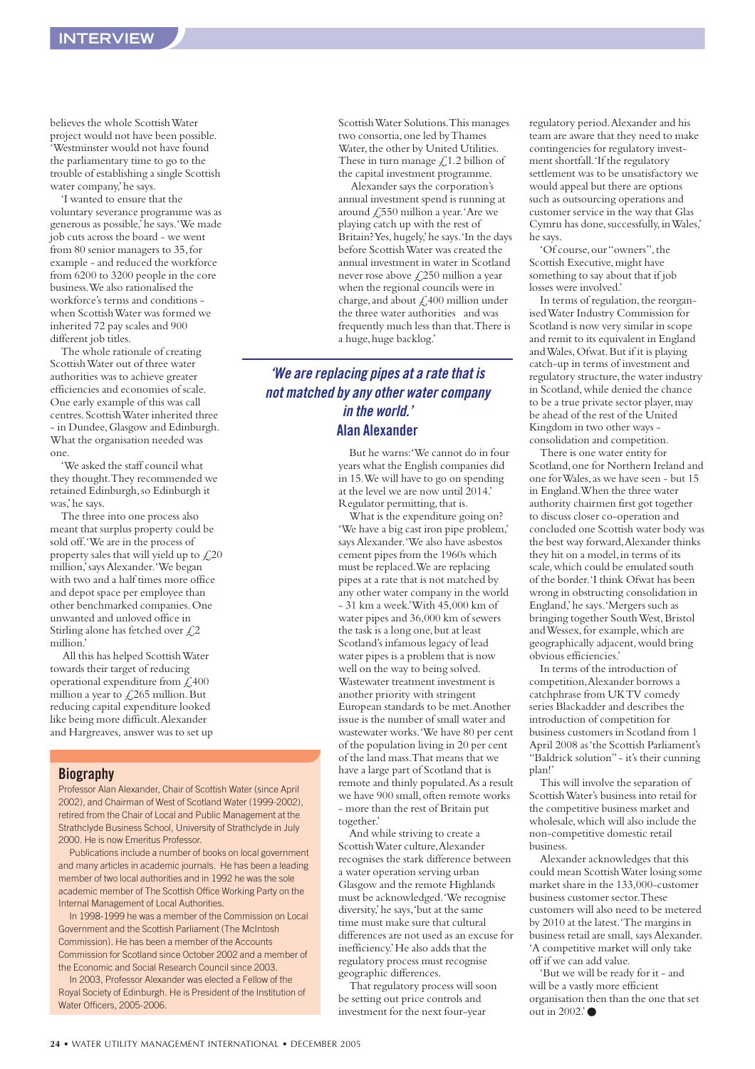believes the whole Scottish Water project would not have been possible. 'Westminster would not have found the parliamentary time to go to the trouble of establishing a single Scottish water company,' he says.

'I wanted to ensure that the voluntary severance programme was as generous as possible,' he says. 'We made job cuts across the board - we went from 80 senior managers to 35, for example - and reduced the workforce from 6200 to 3200 people in the core business. We also rationalised the workforce's terms and conditions - when Scottish Water was formed we inherited 72 pay scales and 900 different job titles.

The whole rationale of creating Scottish Water out of three water authorities was to achieve greater efficiencies and economies of scale. One early example of this was call centres. Scottish Water inherited three - in Dundee, Glasgow and Edinburgh. What the organisation needed was one.

'We asked the staff council what they thought. They recommended we retained Edinburgh, so Edinburgh it was,' he says.

The three into one process also meant that surplus property could be sold off. 'We are in the process of property sales that will yield up to £20 million,' says Alexander. 'We began with two and a half times more office and depot space per employee than other benchmarked companies. One unwanted and unloved office in Stirling alone has fetched over £2 million.'

All this has helped Scottish Water towards their target of reducing operational expenditure from £400 million a year to £265 million. But reducing capital expenditure looked like being more difficult. Alexander and Hargreaves, answer was to set up Scottish Water Solutions. This manages two consortia, one led by Thames Water, the other by United Utilities. These in turn manage £1.2 billion of the capital investment programme.

Alexander says the corporation's annual investment spend is running at around £550 million a year. 'Are we playing catch up with the rest of Britain? Yes, hugely,' he says. 'In the days before Scottish Water was created the annual investment in water in Scotland never rose above £250 million a year when the regional councils were in charge, and about £400 million under the three water authorities and was frequently much less than that. There is a huge, huge backlog.'

> ***'We are replacing pipes at a rate that is not matched by any other water company in the world.'***
> **Alan Alexander**

But he warns: 'We cannot do in four years what the English companies did in 15. We will have to go on spending at the level we are now until 2014.' Regulator permitting, that is.

What is the expenditure going on? 'We have a big cast iron pipe problem,' says Alexander. 'We also have asbestos cement pipes from the 1960s which must be replaced. We are replacing pipes at a rate that is not matched by any other water company in the world - 31 km a week.' With 45,000 km of water pipes and 36,000 km of sewers the task is a long one, but at least Scotland's infamous legacy of lead water pipes is a problem that is now well on the way to being solved. Wastewater treatment investment is another priority with stringent European standards to be met. Another issue is the number of small water and wastewater works. 'We have 80 per cent of the population living in 20 per cent of the land mass. That means that we have a large part of Scotland that is remote and thinly populated. As a result we have 900 small, often remote works - more than the rest of Britain put together.'

And while striving to create a Scottish Water culture, Alexander recognises the stark difference between a water operation serving urban Glasgow and the remote Highlands must be acknowledged. 'We recognise diversity,' he says, 'but at the same time must make sure that cultural differences are not used as an excuse for inefficiency.' He also adds that the regulatory process must recognise geographic differences.

That regulatory process will soon be setting out price controls and investment for the next four-year regulatory period. Alexander and his team are aware that they need to make contingencies for regulatory investment shortfall. 'If the regulatory settlement was to be unsatisfactory we would appeal but there are options such as outsourcing operations and customer service in the way that Glas Cymru has done, successfully, in Wales,' he says.

'Of course, our "owners", the Scottish Executive, might have something to say about that if job losses were involved.'

In terms of regulation, the reorganised Water Industry Commission for Scotland is now very similar in scope and remit to its equivalent in England and Wales, Ofwat. But if it is playing catch-up in terms of investment and regulatory structure, the water industry in Scotland, while denied the chance to be a true private sector player, may be ahead of the rest of the United Kingdom in two other ways - consolidation and competition.

There is one water entity for Scotland, one for Northern Ireland and one for Wales, as we have seen - but 15 in England. When the three water authority chairmen first got together to discuss closer co-operation and concluded one Scottish water body was the best way forward, Alexander thinks they hit on a model, in terms of its scale, which could be emulated south of the border. 'I think Ofwat has been wrong in obstructing consolidation in England,' he says. 'Mergers such as bringing together South West, Bristol and Wessex, for example, which are geographically adjacent, would bring obvious efficiencies.'

In terms of the introduction of competition, Alexander borrows a catchphrase from UK TV comedy series Blackadder and describes the introduction of competition for business customers in Scotland from 1 April 2008 as 'the Scottish Parliament's "Baldrick solution" - it's their cunning plan!'

This will involve the separation of Scottish Water's business into retail for the competitive business market and wholesale, which will also include the non-competitive domestic retail business.

Alexander acknowledges that this could mean Scottish Water losing some market share in the 133,000-customer business customer sector. These customers will also need to be metered by 2010 at the latest. 'The margins in business retail are small, says Alexander. 'A competitive market will only take off if we can add value.

'But we will be ready for it - and will be a vastly more efficient organisation then than the one that set out in 2002.' ●

## Biography

Professor Alan Alexander, Chair of Scottish Water (since April 2002), and Chairman of West of Scotland Water (1999-2002), retired from the Chair of Local and Public Management at the Strathclyde Business School, University of Strathclyde in July 2000. He is now Emeritus Professor.

Publications include a number of books on local government and many articles in academic journals. He has been a leading member of two local authorities and in 1992 he was the sole academic member of The Scottish Office Working Party on the Internal Management of Local Authorities.

In 1998-1999 he was a member of the Commission on Local Government and the Scottish Parliament (The McIntosh Commission). He has been a member of the Accounts Commission for Scotland since October 2002 and a member of the Economic and Social Research Council since 2003.

In 2003, Professor Alexander was elected a Fellow of the Royal Society of Edinburgh. He is President of the Institution of Water Officers, 2005-2006.